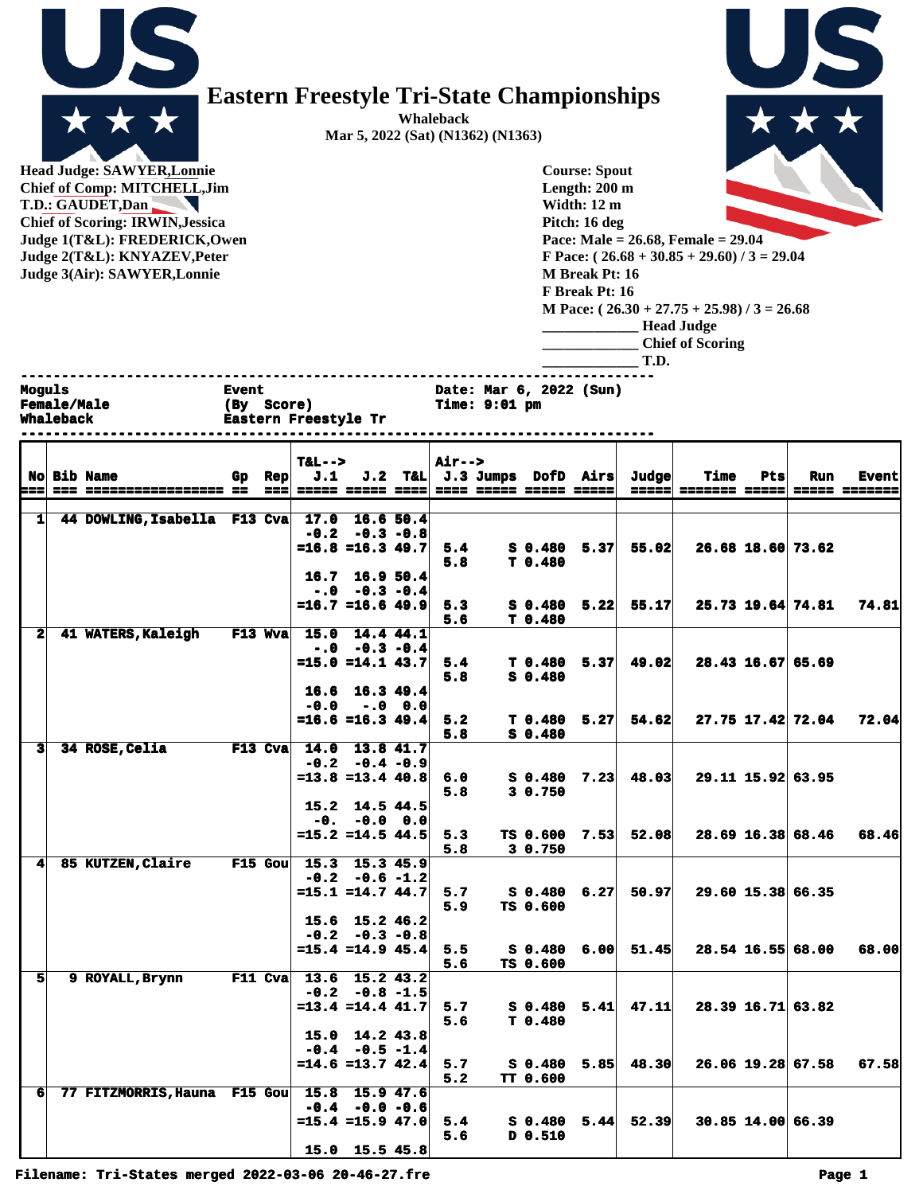# Eastern Freestyle Tri-State Championships

**Whaleback**
**Mar 5, 2022 (Sat) (N1362) (N1363)**

**Head Judge: SAWYER,Lonnie**
**Chief of Comp: MITCHELL,Jim**
**T.D.: GAUDET,Dan**
**Chief of Scoring: IRWIN,Jessica**
**Judge 1(T&L): FREDERICK,Owen**
**Judge 2(T&L): KNYAZEV,Peter**
**Judge 3(Air): SAWYER,Lonnie**

**Course: Spout**
**Length: 200 m**
**Width: 12 m**
**Pitch: 16 deg**
**Pace: Male = 26.68, Female = 29.04**
**F Pace: ( 26.68 + 30.85 + 29.60) / 3 = 29.04**
**M Break Pt: 16**
**F Break Pt: 16**
**M Pace: ( 26.30 + 27.75 + 25.98) / 3 = 26.68**

_____________ Head Judge
_____________ Chief of Scoring
_____________ T.D.

```
Moguls              Event                Date: Mar 6, 2022 (Sun)
Female/Male         (By  Score)          Time: 9:01 pm
Whaleback           Eastern Freestyle Tr
```

| No | Bib | Name | Gp | Rep | T&L--> J.1 | J.2 | T&L | Air--> J.3 | Jumps | DofD | Airs | Judge | Time | Pts | Run | Event |
|---|---|---|---|---|---|---|---|---|---|---|---|---|---|---|---|---|
| 1 | 44 | DOWLING,Isabella | F13 | Cva | 17.0 | 16.6 | 50.4 | | | | | | | | | |
| | | | | | -0.2 | -0.3 | -0.8 | | | | | | | | | |
| | | | | | =16.8 | =16.3 | 49.7 | 5.4 | S | 0.480 | 5.37 | 55.02 | 26.68 | 18.60 | 73.62 | |
| | | | | | | | | 5.8 | T | 0.480 | | | | | | |
| | | | | | 16.7 | 16.9 | 50.4 | | | | | | | | | |
| | | | | | -.0 | -0.3 | -0.4 | | | | | | | | | |
| | | | | | =16.7 | =16.6 | 49.9 | 5.3 | S | 0.480 | 5.22 | 55.17 | 25.73 | 19.64 | 74.81 | 74.81 |
| | | | | | | | | 5.6 | T | 0.480 | | | | | | |
| 2 | 41 | WATERS,Kaleigh | F13 | Wva | 15.0 | 14.4 | 44.1 | | | | | | | | | |
| | | | | | -.0 | -0.3 | -0.4 | | | | | | | | | |
| | | | | | =15.0 | =14.1 | 43.7 | 5.4 | T | 0.480 | 5.37 | 49.02 | 28.43 | 16.67 | 65.69 | |
| | | | | | | | | 5.8 | S | 0.480 | | | | | | |
| | | | | | 16.6 | 16.3 | 49.4 | | | | | | | | | |
| | | | | | -0.0 | -.0 | 0.0 | | | | | | | | | |
| | | | | | =16.6 | =16.3 | 49.4 | 5.2 | T | 0.480 | 5.27 | 54.62 | 27.75 | 17.42 | 72.04 | 72.04 |
| | | | | | | | | 5.8 | S | 0.480 | | | | | | |
| 3 | 34 | ROSE,Celia | F13 | Cva | 14.0 | 13.8 | 41.7 | | | | | | | | | |
| | | | | | -0.2 | -0.4 | -0.9 | | | | | | | | | |
| | | | | | =13.8 | =13.4 | 40.8 | 6.0 | S | 0.480 | 7.23 | 48.03 | 29.11 | 15.92 | 63.95 | |
| | | | | | | | | 5.8 | 3 | 0.750 | | | | | | |
| | | | | | 15.2 | 14.5 | 44.5 | | | | | | | | | |
| | | | | | -0. | -0.0 | 0.0 | | | | | | | | | |
| | | | | | =15.2 | =14.5 | 44.5 | 5.3 | TS | 0.600 | 7.53 | 52.08 | 28.69 | 16.38 | 68.46 | 68.46 |
| | | | | | | | | 5.8 | 3 | 0.750 | | | | | | |
| 4 | 85 | KUTZEN,Claire | F15 | Gou | 15.3 | 15.3 | 45.9 | | | | | | | | | |
| | | | | | -0.2 | -0.6 | -1.2 | | | | | | | | | |
| | | | | | =15.1 | =14.7 | 44.7 | 5.7 | S | 0.480 | 6.27 | 50.97 | 29.60 | 15.38 | 66.35 | |
| | | | | | | | | 5.9 | TS | 0.600 | | | | | | |
| | | | | | 15.6 | 15.2 | 46.2 | | | | | | | | | |
| | | | | | -0.2 | -0.3 | -0.8 | | | | | | | | | |
| | | | | | =15.4 | =14.9 | 45.4 | 5.5 | S | 0.480 | 6.00 | 51.45 | 28.54 | 16.55 | 68.00 | 68.00 |
| | | | | | | | | 5.6 | TS | 0.600 | | | | | | |
| 5 | 9 | ROYALL,Brynn | F11 | Cva | 13.6 | 15.2 | 43.2 | | | | | | | | | |
| | | | | | -0.2 | -0.8 | -1.5 | | | | | | | | | |
| | | | | | =13.4 | =14.4 | 41.7 | 5.7 | S | 0.480 | 5.41 | 47.11 | 28.39 | 16.71 | 63.82 | |
| | | | | | | | | 5.6 | T | 0.480 | | | | | | |
| | | | | | 15.0 | 14.2 | 43.8 | | | | | | | | | |
| | | | | | -0.4 | -0.5 | -1.4 | | | | | | | | | |
| | | | | | =14.6 | =13.7 | 42.4 | 5.7 | S | 0.480 | 5.85 | 48.30 | 26.06 | 19.28 | 67.58 | 67.58 |
| | | | | | | | | 5.2 | TT | 0.600 | | | | | | |
| 6 | 77 | FITZMORRIS,Hauna | F15 | Gou | 15.8 | 15.9 | 47.6 | | | | | | | | | |
| | | | | | -0.4 | -0.0 | -0.6 | | | | | | | | | |
| | | | | | =15.4 | =15.9 | 47.0 | 5.4 | S | 0.480 | 5.44 | 52.39 | 30.85 | 14.00 | 66.39 | |
| | | | | | | | | 5.6 | D | 0.510 | | | | | | |
| | | | | | 15.0 | 15.5 | 45.8 | | | | | | | | | |

Filename: Tri-States merged 2022-03-06 20-46-27.fre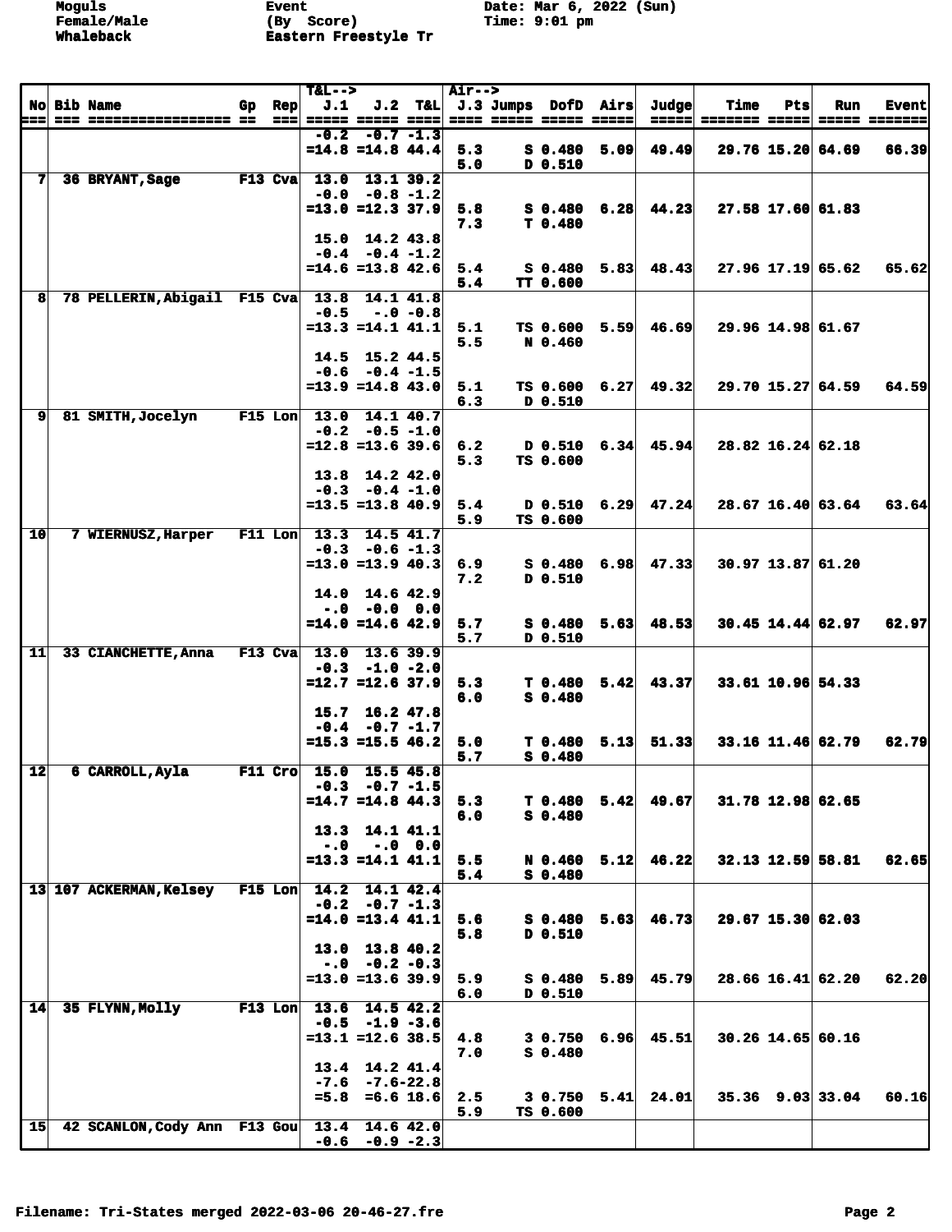Moguls Event Date: Mar 6, 2022 (Sun)
Female/Male (By Score) Time: 9:01 pm
Whaleback Eastern Freestyle Tr

| No | Bib | Name | Gp | Rep | J.1 | J.2 | T&L | J.3 | Jumps | DofD | Airs | Judge | Time | Pts | Run | Event |
|---|---|---|---|---|---|---|---|---|---|---|---|---|---|---|---|---|
| | | | | | -0.2 | -0.7 | -1.3 | | | | | | | | | |
| | | | | | =14.8 | =14.8 | 44.4 | 5.3 | S | 0.480 | 5.09 | 49.49 | 29.76 | 15.20 | 64.69 | 66.39 |
| | | | | | | | | 5.0 | D | 0.510 | | | | | | |
| 7 | 36 | BRYANT,Sage | F13 | Cva | 13.0 | 13.1 | 39.2 | | | | | | | | | |
| | | | | | -0.0 | -0.8 | -1.2 | | | | | | | | | |
| | | | | | =13.0 | =12.3 | 37.9 | 5.8 | S | 0.480 | 6.28 | 44.23 | 27.58 | 17.60 | 61.83 | |
| | | | | | | | | 7.3 | T | 0.480 | | | | | | |
| | | | | | 15.0 | 14.2 | 43.8 | | | | | | | | | |
| | | | | | -0.4 | -0.4 | -1.2 | | | | | | | | | |
| | | | | | =14.6 | =13.8 | 42.6 | 5.4 | S | 0.480 | 5.83 | 48.43 | 27.96 | 17.19 | 65.62 | 65.62 |
| | | | | | | | | 5.4 | TT | 0.600 | | | | | | |
| 8 | 78 | PELLERIN,Abigail | F15 | Cva | 13.8 | 14.1 | 41.8 | | | | | | | | | |
| | | | | | -0.5 | -.0 | -0.8 | | | | | | | | | |
| | | | | | =13.3 | =14.1 | 41.1 | 5.1 | TS | 0.600 | 5.59 | 46.69 | 29.96 | 14.98 | 61.67 | |
| | | | | | | | | 5.5 | N | 0.460 | | | | | | |
| | | | | | 14.5 | 15.2 | 44.5 | | | | | | | | | |
| | | | | | -0.6 | -0.4 | -1.5 | | | | | | | | | |
| | | | | | =13.9 | =14.8 | 43.0 | 5.1 | TS | 0.600 | 6.27 | 49.32 | 29.70 | 15.27 | 64.59 | 64.59 |
| | | | | | | | | 6.3 | D | 0.510 | | | | | | |
| 9 | 81 | SMITH,Jocelyn | F15 | Lon | 13.0 | 14.1 | 40.7 | | | | | | | | | |
| | | | | | -0.2 | -0.5 | -1.0 | | | | | | | | | |
| | | | | | =12.8 | =13.6 | 39.6 | 6.2 | D | 0.510 | 6.34 | 45.94 | 28.82 | 16.24 | 62.18 | |
| | | | | | | | | 5.3 | TS | 0.600 | | | | | | |
| | | | | | 13.8 | 14.2 | 42.0 | | | | | | | | | |
| | | | | | -0.3 | -0.4 | -1.0 | | | | | | | | | |
| | | | | | =13.5 | =13.8 | 40.9 | 5.4 | D | 0.510 | 6.29 | 47.24 | 28.67 | 16.40 | 63.64 | 63.64 |
| | | | | | | | | 5.9 | TS | 0.600 | | | | | | |
| 10 | 7 | WIERNUSZ,Harper | F11 | Lon | 13.3 | 14.5 | 41.7 | | | | | | | | | |
| | | | | | -0.3 | -0.6 | -1.3 | | | | | | | | | |
| | | | | | =13.0 | =13.9 | 40.3 | 6.9 | S | 0.480 | 6.98 | 47.33 | 30.97 | 13.87 | 61.20 | |
| | | | | | | | | 7.2 | D | 0.510 | | | | | | |
| | | | | | 14.0 | 14.6 | 42.9 | | | | | | | | | |
| | | | | | -.0 | -0.0 | 0.0 | | | | | | | | | |
| | | | | | =14.0 | =14.6 | 42.9 | 5.7 | S | 0.480 | 5.63 | 48.53 | 30.45 | 14.44 | 62.97 | 62.97 |
| | | | | | | | | 5.7 | D | 0.510 | | | | | | |
| 11 | 33 | CIANCHETTE,Anna | F13 | Cva | 13.0 | 13.6 | 39.9 | | | | | | | | | |
| | | | | | -0.3 | -1.0 | -2.0 | | | | | | | | | |
| | | | | | =12.7 | =12.6 | 37.9 | 5.3 | T | 0.480 | 5.42 | 43.37 | 33.61 | 10.96 | 54.33 | |
| | | | | | | | | 6.0 | S | 0.480 | | | | | | |
| | | | | | 15.7 | 16.2 | 47.8 | | | | | | | | | |
| | | | | | -0.4 | -0.7 | -1.7 | | | | | | | | | |
| | | | | | =15.3 | =15.5 | 46.2 | 5.0 | T | 0.480 | 5.13 | 51.33 | 33.16 | 11.46 | 62.79 | 62.79 |
| | | | | | | | | 5.7 | S | 0.480 | | | | | | |
| 12 | 6 | CARROLL,Ayla | F11 | Cro | 15.0 | 15.5 | 45.8 | | | | | | | | | |
| | | | | | -0.3 | -0.7 | -1.5 | | | | | | | | | |
| | | | | | =14.7 | =14.8 | 44.3 | 5.3 | T | 0.480 | 5.42 | 49.67 | 31.78 | 12.98 | 62.65 | |
| | | | | | | | | 6.0 | S | 0.480 | | | | | | |
| | | | | | 13.3 | 14.1 | 41.1 | | | | | | | | | |
| | | | | | -.0 | -.0 | 0.0 | | | | | | | | | |
| | | | | | =13.3 | =14.1 | 41.1 | 5.5 | N | 0.460 | 5.12 | 46.22 | 32.13 | 12.59 | 58.81 | 62.65 |
| | | | | | | | | 5.4 | S | 0.480 | | | | | | |
| 13 | 107 | ACKERMAN,Kelsey | F15 | Lon | 14.2 | 14.1 | 42.4 | | | | | | | | | |
| | | | | | -0.2 | -0.7 | -1.3 | | | | | | | | | |
| | | | | | =14.0 | =13.4 | 41.1 | 5.6 | S | 0.480 | 5.63 | 46.73 | 29.67 | 15.30 | 62.03 | |
| | | | | | | | | 5.8 | D | 0.510 | | | | | | |
| | | | | | 13.0 | 13.8 | 40.2 | | | | | | | | | |
| | | | | | -.0 | -0.2 | -0.3 | | | | | | | | | |
| | | | | | =13.0 | =13.6 | 39.9 | 5.9 | S | 0.480 | 5.89 | 45.79 | 28.66 | 16.41 | 62.20 | 62.20 |
| | | | | | | | | 6.0 | D | 0.510 | | | | | | |
| 14 | 35 | FLYNN,Molly | F13 | Lon | 13.6 | 14.5 | 42.2 | | | | | | | | | |
| | | | | | -0.5 | -1.9 | -3.6 | | | | | | | | | |
| | | | | | =13.1 | =12.6 | 38.5 | 4.8 | 3 | 0.750 | 6.96 | 45.51 | 30.26 | 14.65 | 60.16 | |
| | | | | | | | | 7.0 | S | 0.480 | | | | | | |
| | | | | | 13.4 | 14.2 | 41.4 | | | | | | | | | |
| | | | | | -7.6 | -7.6 | -22.8 | | | | | | | | | |
| | | | | | =5.8 | =6.6 | 18.6 | 2.5 | 3 | 0.750 | 5.41 | 24.01 | 35.36 | 9.03 | 33.04 | 60.16 |
| | | | | | | | | 5.9 | TS | 0.600 | | | | | | |
| 15 | 42 | SCANLON,Cody Ann | F13 | Gou | 13.4 | 14.6 | 42.0 | | | | | | | | | |
| | | | | | -0.6 | -0.9 | -2.3 | | | | | | | | | |

Filename: Tri-States merged 2022-03-06 20-46-27.fre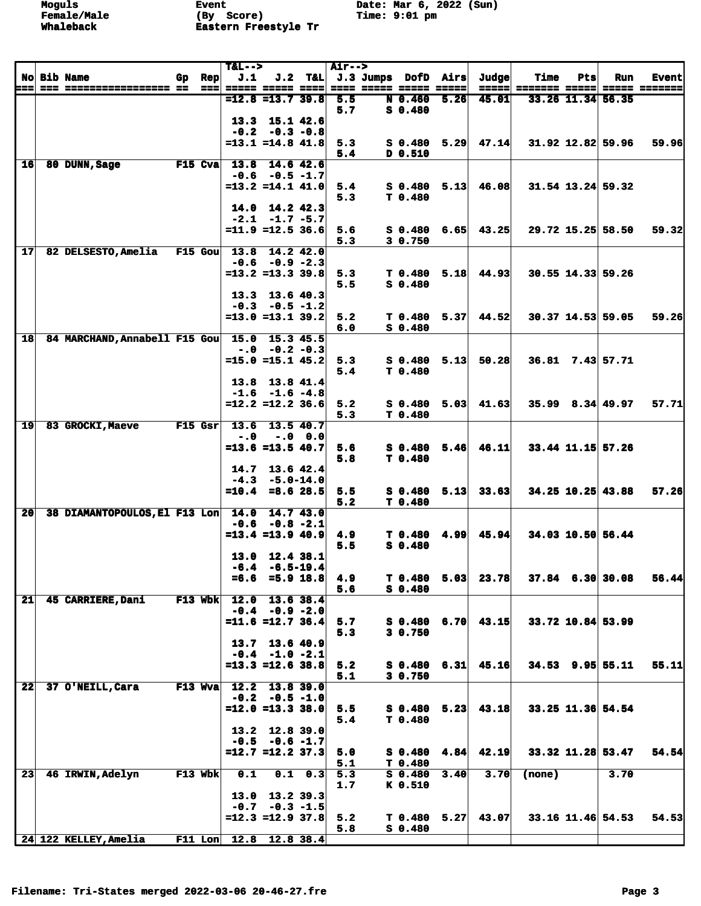Moguls
Female/Male
Whaleback

Event
(By Score)
Eastern Freestyle Tr

Date: Mar 6, 2022 (Sun)
Time: 9:01 pm

| No | Bib | Name | Gp | Rep | T&L--> J.1 | J.2 | T&L | Air--> J.3 | Jumps | DofD | Airs | Judge | Time | Pts | Run | Event |
|---|---|---|---|---|---|---|---|---|---|---|---|---|---|---|---|---|
| | | | | | =12.8 | =13.7 | 39.8 | 5.5 | N | 0.460 | 5.26 | 45.01 | 33.26 | 11.34 | 56.35 | |
| | | | | | | | | 5.7 | S | 0.480 | | | | | | |
| | | | | | 13.3 | 15.1 | 42.6 | | | | | | | | | |
| | | | | | -0.2 | -0.3 | -0.8 | | | | | | | | | |
| | | | | | =13.1 | =14.8 | 41.8 | 5.3 | S | 0.480 | 5.29 | 47.14 | 31.92 | 12.82 | 59.96 | 59.96 |
| | | | | | | | | 5.4 | D | 0.510 | | | | | | |
| 16 | 80 | DUNN,Sage | F15 | Cva | 13.8 | 14.6 | 42.6 | | | | | | | | | |
| | | | | | -0.6 | -0.5 | -1.7 | | | | | | | | | |
| | | | | | =13.2 | =14.1 | 41.0 | 5.4 | S | 0.480 | 5.13 | 46.08 | 31.54 | 13.24 | 59.32 | |
| | | | | | | | | 5.3 | T | 0.480 | | | | | | |
| | | | | | 14.0 | 14.2 | 42.3 | | | | | | | | | |
| | | | | | -2.1 | -1.7 | -5.7 | | | | | | | | | |
| | | | | | =11.9 | =12.5 | 36.6 | 5.6 | S | 0.480 | 6.65 | 43.25 | 29.72 | 15.25 | 58.50 | 59.32 |
| | | | | | | | | 5.3 | 3 | 0.750 | | | | | | |
| 17 | 82 | DELSESTO,Amelia | F15 | Gou | 13.8 | 14.2 | 42.0 | | | | | | | | | |
| | | | | | -0.6 | -0.9 | -2.3 | | | | | | | | | |
| | | | | | =13.2 | =13.3 | 39.8 | 5.3 | T | 0.480 | 5.18 | 44.93 | 30.55 | 14.33 | 59.26 | |
| | | | | | | | | 5.5 | S | 0.480 | | | | | | |
| | | | | | 13.3 | 13.6 | 40.3 | | | | | | | | | |
| | | | | | -0.3 | -0.5 | -1.2 | | | | | | | | | |
| | | | | | =13.0 | =13.1 | 39.2 | 5.2 | T | 0.480 | 5.37 | 44.52 | 30.37 | 14.53 | 59.05 | 59.26 |
| | | | | | | | | 6.0 | S | 0.480 | | | | | | |
| 18 | 84 | MARCHAND,Annabell | F15 | Gou | 15.0 | 15.3 | 45.5 | | | | | | | | | |
| | | | | | -.0 | -0.2 | -0.3 | | | | | | | | | |
| | | | | | =15.0 | =15.1 | 45.2 | 5.3 | S | 0.480 | 5.13 | 50.28 | 36.81 | 7.43 | 57.71 | |
| | | | | | | | | 5.4 | T | 0.480 | | | | | | |
| | | | | | 13.8 | 13.8 | 41.4 | | | | | | | | | |
| | | | | | -1.6 | -1.6 | -4.8 | | | | | | | | | |
| | | | | | =12.2 | =12.2 | 36.6 | 5.2 | S | 0.480 | 5.03 | 41.63 | 35.99 | 8.34 | 49.97 | 57.71 |
| | | | | | | | | 5.3 | T | 0.480 | | | | | | |
| 19 | 83 | GROCKI,Maeve | F15 | Gsr | 13.6 | 13.5 | 40.7 | | | | | | | | | |
| | | | | | -.0 | -.0 | 0.0 | | | | | | | | | |
| | | | | | =13.6 | =13.5 | 40.7 | 5.6 | S | 0.480 | 5.46 | 46.11 | 33.44 | 11.15 | 57.26 | |
| | | | | | | | | 5.8 | T | 0.480 | | | | | | |
| | | | | | 14.7 | 13.6 | 42.4 | | | | | | | | | |
| | | | | | -4.3 | -5.0 | -14.0 | | | | | | | | | |
| | | | | | =10.4 | =8.6 | 28.5 | 5.5 | S | 0.480 | 5.13 | 33.63 | 34.25 | 10.25 | 43.88 | 57.26 |
| | | | | | | | | 5.2 | T | 0.480 | | | | | | |
| 20 | 38 | DIAMANTOPOULOS,El | F13 | Lon | 14.0 | 14.7 | 43.0 | | | | | | | | | |
| | | | | | -0.6 | -0.8 | -2.1 | | | | | | | | | |
| | | | | | =13.4 | =13.9 | 40.9 | 4.9 | T | 0.480 | 4.99 | 45.94 | 34.03 | 10.50 | 56.44 | |
| | | | | | | | | 5.5 | S | 0.480 | | | | | | |
| | | | | | 13.0 | 12.4 | 38.1 | | | | | | | | | |
| | | | | | -6.4 | -6.5 | -19.4 | | | | | | | | | |
| | | | | | =6.6 | =5.9 | 18.8 | 4.9 | T | 0.480 | 5.03 | 23.78 | 37.84 | 6.30 | 30.08 | 56.44 |
| | | | | | | | | 5.6 | S | 0.480 | | | | | | |
| 21 | 45 | CARRIERE,Dani | F13 | Wbk | 12.0 | 13.6 | 38.4 | | | | | | | | | |
| | | | | | -0.4 | -0.9 | -2.0 | | | | | | | | | |
| | | | | | =11.6 | =12.7 | 36.4 | 5.7 | S | 0.480 | 6.70 | 43.15 | 33.72 | 10.84 | 53.99 | |
| | | | | | | | | 5.3 | 3 | 0.750 | | | | | | |
| | | | | | 13.7 | 13.6 | 40.9 | | | | | | | | | |
| | | | | | -0.4 | -1.0 | -2.1 | | | | | | | | | |
| | | | | | =13.3 | =12.6 | 38.8 | 5.2 | S | 0.480 | 6.31 | 45.16 | 34.53 | 9.95 | 55.11 | 55.11 |
| | | | | | | | | 5.1 | 3 | 0.750 | | | | | | |
| 22 | 37 | O'NEILL,Cara | F13 | Wva | 12.2 | 13.8 | 39.0 | | | | | | | | | |
| | | | | | -0.2 | -0.5 | -1.0 | | | | | | | | | |
| | | | | | =12.0 | =13.3 | 38.0 | 5.5 | S | 0.480 | 5.23 | 43.18 | 33.25 | 11.36 | 54.54 | |
| | | | | | | | | 5.4 | T | 0.480 | | | | | | |
| | | | | | 13.2 | 12.8 | 39.0 | | | | | | | | | |
| | | | | | -0.5 | -0.6 | -1.7 | | | | | | | | | |
| | | | | | =12.7 | =12.2 | 37.3 | 5.0 | S | 0.480 | 4.84 | 42.19 | 33.32 | 11.28 | 53.47 | 54.54 |
| | | | | | | | | 5.1 | T | 0.480 | | | | | | |
| 23 | 46 | IRWIN,Adelyn | F13 | Wbk | 0.1 | 0.1 | 0.3 | 5.3 | S | 0.480 | 3.40 | 3.70 | (none) | | 3.70 | |
| | | | | | | | | 1.7 | K | 0.510 | | | | | | |
| | | | | | 13.0 | 13.2 | 39.3 | | | | | | | | | |
| | | | | | -0.7 | -0.3 | -1.5 | | | | | | | | | |
| | | | | | =12.3 | =12.9 | 37.8 | 5.2 | T | 0.480 | 5.27 | 43.07 | 33.16 | 11.46 | 54.53 | 54.53 |
| | | | | | | | | 5.8 | S | 0.480 | | | | | | |
| 24 | 122 | KELLEY,Amelia | F11 | Lon | 12.8 | 12.8 | 38.4 | | | | | | | | | |

Filename: Tri-States merged 2022-03-06 20-46-27.fre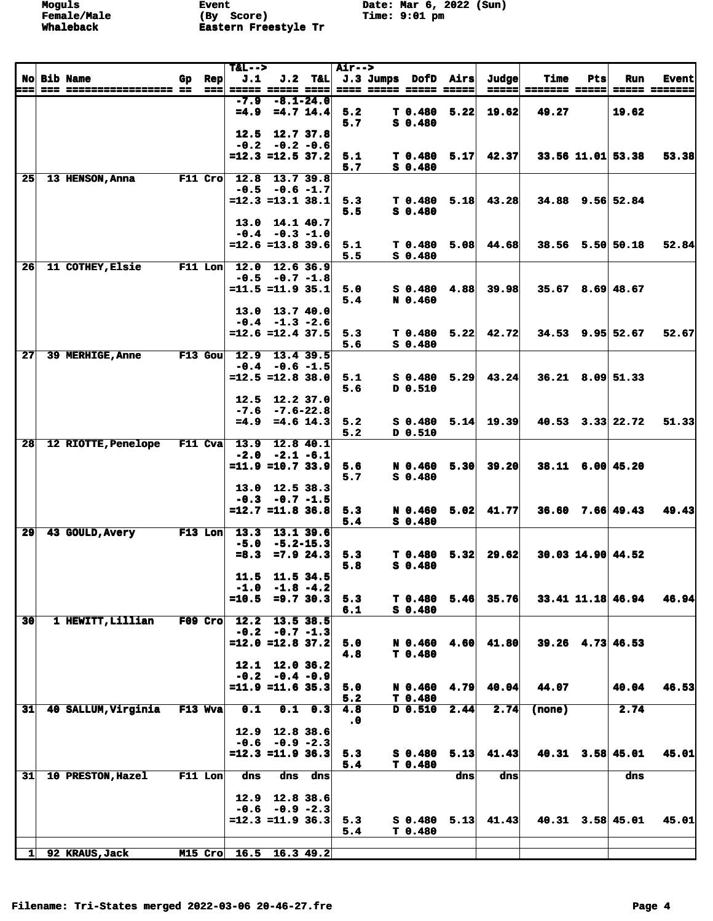Moguls
Female/Male
Whaleback

Event
(By Score)
Eastern Freestyle Tr

Date: Mar 6, 2022 (Sun)
Time: 9:01 pm

| No | Bib | Name | Gp | Rep | T&L--> J.1 | J.2 | T&L | Air--> J.3 | Jumps | DofD | Airs | Judge | Time | Pts | Run | Event |
|---|---|---|---|---|---|---|---|---|---|---|---|---|---|---|---|---|
| | | | | | -7.9 | -8.1 | -24.0 | | | | | | | | | |
| | | | | | =4.9 | =4.7 | 14.4 | 5.2 | T | 0.480 | 5.22 | 19.62 | 49.27 | | 19.62 | |
| | | | | | | | | 5.7 | S | 0.480 | | | | | | |
| | | | | | 12.5 | 12.7 | 37.8 | | | | | | | | | |
| | | | | | -0.2 | -0.2 | -0.6 | | | | | | | | | |
| | | | | | =12.3 | =12.5 | 37.2 | 5.1 | T | 0.480 | 5.17 | 42.37 | 33.56 | 11.01 | 53.38 | 53.38 |
| | | | | | | | | 5.7 | S | 0.480 | | | | | | |
| 25 | 13 | HENSON,Anna | F11 | Cro | 12.8 | 13.7 | 39.8 | | | | | | | | | |
| | | | | | -0.5 | -0.6 | -1.7 | | | | | | | | | |
| | | | | | =12.3 | =13.1 | 38.1 | 5.3 | T | 0.480 | 5.18 | 43.28 | 34.88 | 9.56 | 52.84 | |
| | | | | | | | | 5.5 | S | 0.480 | | | | | | |
| | | | | | 13.0 | 14.1 | 40.7 | | | | | | | | | |
| | | | | | -0.4 | -0.3 | -1.0 | | | | | | | | | |
| | | | | | =12.6 | =13.8 | 39.6 | 5.1 | T | 0.480 | 5.08 | 44.68 | 38.56 | 5.50 | 50.18 | 52.84 |
| | | | | | | | | 5.5 | S | 0.480 | | | | | | |
| 26 | 11 | COTHEY,Elsie | F11 | Lon | 12.0 | 12.6 | 36.9 | | | | | | | | | |
| | | | | | -0.5 | -0.7 | -1.8 | | | | | | | | | |
| | | | | | =11.5 | =11.9 | 35.1 | 5.0 | S | 0.480 | 4.88 | 39.98 | 35.67 | 8.69 | 48.67 | |
| | | | | | | | | 5.4 | N | 0.460 | | | | | | |
| | | | | | 13.0 | 13.7 | 40.0 | | | | | | | | | |
| | | | | | -0.4 | -1.3 | -2.6 | | | | | | | | | |
| | | | | | =12.6 | =12.4 | 37.5 | 5.3 | T | 0.480 | 5.22 | 42.72 | 34.53 | 9.95 | 52.67 | 52.67 |
| | | | | | | | | 5.6 | S | 0.480 | | | | | | |
| 27 | 39 | MERHIGE,Anne | F13 | Gou | 12.9 | 13.4 | 39.5 | | | | | | | | | |
| | | | | | -0.4 | -0.6 | -1.5 | | | | | | | | | |
| | | | | | =12.5 | =12.8 | 38.0 | 5.1 | S | 0.480 | 5.29 | 43.24 | 36.21 | 8.09 | 51.33 | |
| | | | | | | | | 5.6 | D | 0.510 | | | | | | |
| | | | | | 12.5 | 12.2 | 37.0 | | | | | | | | | |
| | | | | | -7.6 | -7.6 | -22.8 | | | | | | | | | |
| | | | | | =4.9 | =4.6 | 14.3 | 5.2 | S | 0.480 | 5.14 | 19.39 | 40.53 | 3.33 | 22.72 | 51.33 |
| | | | | | | | | 5.2 | D | 0.510 | | | | | | |
| 28 | 12 | RIOTTE,Penelope | F11 | Cva | 13.9 | 12.8 | 40.1 | | | | | | | | | |
| | | | | | -2.0 | -2.1 | -6.1 | | | | | | | | | |
| | | | | | =11.9 | =10.7 | 33.9 | 5.6 | N | 0.460 | 5.30 | 39.20 | 38.11 | 6.00 | 45.20 | |
| | | | | | | | | 5.7 | S | 0.480 | | | | | | |
| | | | | | 13.0 | 12.5 | 38.3 | | | | | | | | | |
| | | | | | -0.3 | -0.7 | -1.5 | | | | | | | | | |
| | | | | | =12.7 | =11.8 | 36.8 | 5.3 | N | 0.460 | 5.02 | 41.77 | 36.60 | 7.66 | 49.43 | 49.43 |
| | | | | | | | | 5.4 | S | 0.480 | | | | | | |
| 29 | 43 | GOULD,Avery | F13 | Lon | 13.3 | 13.1 | 39.6 | | | | | | | | | |
| | | | | | -5.0 | -5.2 | -15.3 | | | | | | | | | |
| | | | | | =8.3 | =7.9 | 24.3 | 5.3 | T | 0.480 | 5.32 | 29.62 | 30.03 | 14.90 | 44.52 | |
| | | | | | | | | 5.8 | S | 0.480 | | | | | | |
| | | | | | 11.5 | 11.5 | 34.5 | | | | | | | | | |
| | | | | | -1.0 | -1.8 | -4.2 | | | | | | | | | |
| | | | | | =10.5 | =9.7 | 30.3 | 5.3 | T | 0.480 | 5.46 | 35.76 | 33.41 | 11.18 | 46.94 | 46.94 |
| | | | | | | | | 6.1 | S | 0.480 | | | | | | |
| 30 | 1 | HEWITT,Lillian | F09 | Cro | 12.2 | 13.5 | 38.5 | | | | | | | | | |
| | | | | | -0.2 | -0.7 | -1.3 | | | | | | | | | |
| | | | | | =12.0 | =12.8 | 37.2 | 5.0 | N | 0.460 | 4.60 | 41.80 | 39.26 | 4.73 | 46.53 | |
| | | | | | | | | 4.8 | T | 0.480 | | | | | | |
| | | | | | 12.1 | 12.0 | 36.2 | | | | | | | | | |
| | | | | | -0.2 | -0.4 | -0.9 | | | | | | | | | |
| | | | | | =11.9 | =11.6 | 35.3 | 5.0 | N | 0.460 | 4.79 | 40.04 | 44.07 | | 40.04 | 46.53 |
| | | | | | | | | 5.2 | T | 0.480 | | | | | | |
| 31 | 40 | SALLUM,Virginia | F13 | Wva | 0.1 | 0.1 | 0.3 | 4.8 | D | 0.510 | 2.44 | 2.74 | (none) | | 2.74 | |
| | | | | | | | | .0 | | | | | | | | |
| | | | | | 12.9 | 12.8 | 38.6 | | | | | | | | | |
| | | | | | -0.6 | -0.9 | -2.3 | | | | | | | | | |
| | | | | | =12.3 | =11.9 | 36.3 | 5.3 | S | 0.480 | 5.13 | 41.43 | 40.31 | 3.58 | 45.01 | 45.01 |
| | | | | | | | | 5.4 | T | 0.480 | | | | | | |
| 31 | 10 | PRESTON,Hazel | F11 | Lon | dns | dns | dns | | | | dns | dns | | | dns | |
| | | | | | 12.9 | 12.8 | 38.6 | | | | | | | | | |
| | | | | | -0.6 | -0.9 | -2.3 | | | | | | | | | |
| | | | | | =12.3 | =11.9 | 36.3 | 5.3 | S | 0.480 | 5.13 | 41.43 | 40.31 | 3.58 | 45.01 | 45.01 |
| | | | | | | | | 5.4 | T | 0.480 | | | | | | |
| 1 | 92 | KRAUS,Jack | M15 | Cro | 16.5 | 16.3 | 49.2 | | | | | | | | | |

Filename: Tri-States merged 2022-03-06 20-46-27.fre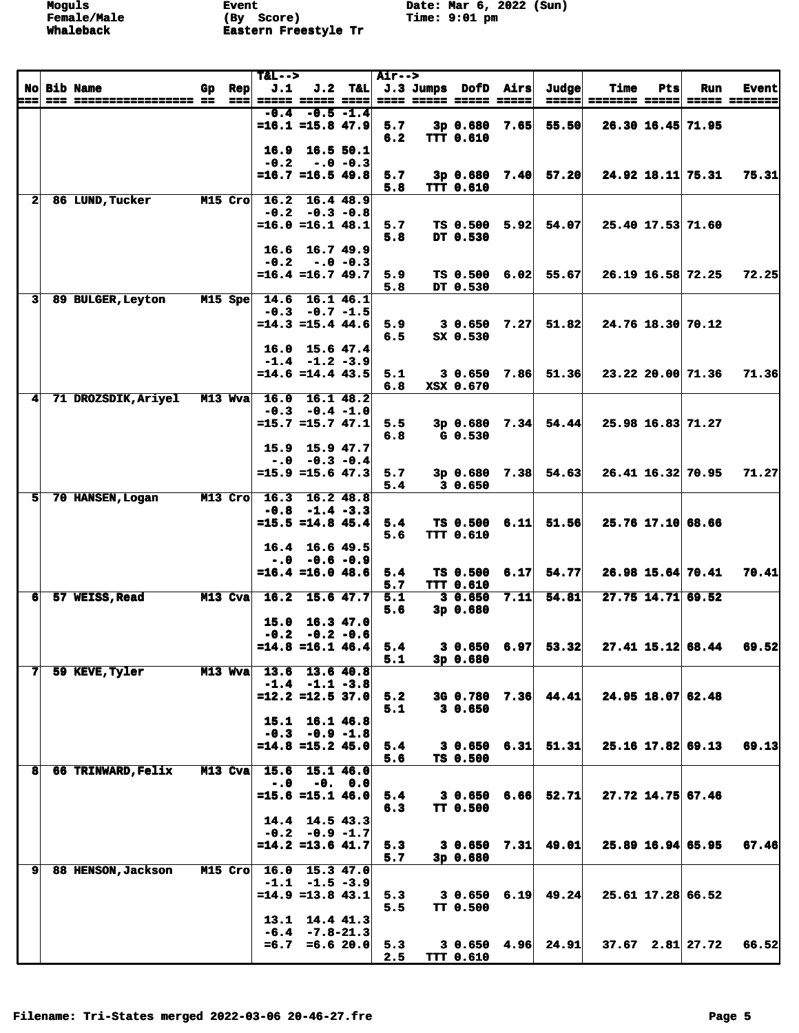Moguls Event Date: Mar 6, 2022 (Sun)
Female/Male (By Score) Time: 9:01 pm
Whaleback Eastern Freestyle Tr

| No | Bib | Name | Gp | Rep | T&L--> J.1 | J.2 | T&L | Air--> J.3 | Jumps | DofD | Airs | Judge | Time | Pts | Run | Event |
|---|---|---|---|---|---|---|---|---|---|---|---|---|---|---|---|---|
| | | | | | -0.4 | -0.5 | -1.4 | | | | | | | | | |
| | | | | | =16.1 | =15.8 | 47.9 | 5.7 | 3p | 0.680 | 7.65 | 55.50 | 26.30 | 16.45 | 71.95 | |
| | | | | | | | | 6.2 | TTT | 0.610 | | | | | | |
| | | | | | 16.9 | 16.5 | 50.1 | | | | | | | | | |
| | | | | | -0.2 | -.0 | -0.3 | | | | | | | | | |
| | | | | | =16.7 | =16.5 | 49.8 | 5.7 | 3p | 0.680 | 7.40 | 57.20 | 24.92 | 18.11 | 75.31 | 75.31 |
| | | | | | | | | 5.8 | TTT | 0.610 | | | | | | |
| 2 | 86 | LUND, Tucker | M15 | Cro | 16.2 | 16.4 | 48.9 | | | | | | | | | |
| | | | | | -0.2 | -0.3 | -0.8 | | | | | | | | | |
| | | | | | =16.0 | =16.1 | 48.1 | 5.7 | TS | 0.500 | 5.92 | 54.07 | 25.40 | 17.53 | 71.60 | |
| | | | | | | | | 5.8 | DT | 0.530 | | | | | | |
| | | | | | 16.6 | 16.7 | 49.9 | | | | | | | | | |
| | | | | | -0.2 | -.0 | -0.3 | | | | | | | | | |
| | | | | | =16.4 | =16.7 | 49.7 | 5.9 | TS | 0.500 | 6.02 | 55.67 | 26.19 | 16.58 | 72.25 | 72.25 |
| | | | | | | | | 5.8 | DT | 0.530 | | | | | | |
| 3 | 89 | BULGER, Leyton | M15 | Spe | 14.6 | 16.1 | 46.1 | | | | | | | | | |
| | | | | | -0.3 | -0.7 | -1.5 | | | | | | | | | |
| | | | | | =14.3 | =15.4 | 44.6 | 5.9 | 3 | 0.650 | 7.27 | 51.82 | 24.76 | 18.30 | 70.12 | |
| | | | | | | | | 6.5 | SX | 0.530 | | | | | | |
| | | | | | 16.0 | 15.6 | 47.4 | | | | | | | | | |
| | | | | | -1.4 | -1.2 | -3.9 | | | | | | | | | |
| | | | | | =14.6 | =14.4 | 43.5 | 5.1 | 3 | 0.650 | 7.86 | 51.36 | 23.22 | 20.00 | 71.36 | 71.36 |
| | | | | | | | | 6.8 | XSX | 0.670 | | | | | | |
| 4 | 71 | DROZSDIK, Ariyel | M13 | Wva | 16.0 | 16.1 | 48.2 | | | | | | | | | |
| | | | | | -0.3 | -0.4 | -1.0 | | | | | | | | | |
| | | | | | =15.7 | =15.7 | 47.1 | 5.5 | 3p | 0.680 | 7.34 | 54.44 | 25.98 | 16.83 | 71.27 | |
| | | | | | | | | 6.8 | G | 0.530 | | | | | | |
| | | | | | 15.9 | 15.9 | 47.7 | | | | | | | | | |
| | | | | | -.0 | -0.3 | -0.4 | | | | | | | | | |
| | | | | | =15.9 | =15.6 | 47.3 | 5.7 | 3p | 0.680 | 7.38 | 54.63 | 26.41 | 16.32 | 70.95 | 71.27 |
| | | | | | | | | 5.4 | 3 | 0.650 | | | | | | |
| 5 | 70 | HANSEN, Logan | M13 | Cro | 16.3 | 16.2 | 48.8 | | | | | | | | | |
| | | | | | -0.8 | -1.4 | -3.3 | | | | | | | | | |
| | | | | | =15.5 | =14.8 | 45.4 | 5.4 | TS | 0.500 | 6.11 | 51.56 | 25.76 | 17.10 | 68.66 | |
| | | | | | | | | 5.6 | TTT | 0.610 | | | | | | |
| | | | | | 16.4 | 16.6 | 49.5 | | | | | | | | | |
| | | | | | -.0 | -0.6 | -0.9 | | | | | | | | | |
| | | | | | =16.4 | =16.0 | 48.6 | 5.4 | TS | 0.500 | 6.17 | 54.77 | 26.98 | 15.64 | 70.41 | 70.41 |
| | | | | | | | | 5.7 | TTT | 0.610 | | | | | | |
| 6 | 57 | WEISS, Read | M13 | Cva | 16.2 | 15.6 | 47.7 | 5.1 | 3 | 0.650 | 7.11 | 54.81 | 27.75 | 14.71 | 69.52 | |
| | | | | | | | | 5.6 | 3p | 0.680 | | | | | | |
| | | | | | 15.0 | 16.3 | 47.0 | | | | | | | | | |
| | | | | | -0.2 | -0.2 | -0.6 | | | | | | | | | |
| | | | | | =14.8 | =16.1 | 46.4 | 5.4 | 3 | 0.650 | 6.97 | 53.32 | 27.41 | 15.12 | 68.44 | 69.52 |
| | | | | | | | | 5.1 | 3p | 0.680 | | | | | | |
| 7 | 59 | KEVE, Tyler | M13 | Wva | 13.6 | 13.6 | 40.8 | | | | | | | | | |
| | | | | | -1.4 | -1.1 | -3.8 | | | | | | | | | |
| | | | | | =12.2 | =12.5 | 37.0 | 5.2 | 3G | 0.780 | 7.36 | 44.41 | 24.95 | 18.07 | 62.48 | |
| | | | | | | | | 5.1 | 3 | 0.650 | | | | | | |
| | | | | | 15.1 | 16.1 | 46.8 | | | | | | | | | |
| | | | | | -0.3 | -0.9 | -1.8 | | | | | | | | | |
| | | | | | =14.8 | =15.2 | 45.0 | 5.4 | 3 | 0.650 | 6.31 | 51.31 | 25.16 | 17.82 | 69.13 | 69.13 |
| | | | | | | | | 5.6 | TS | 0.500 | | | | | | |
| 8 | 66 | TRINWARD, Felix | M13 | Cva | 15.6 | 15.1 | 46.0 | | | | | | | | | |
| | | | | | -.0 | -0. | 0.0 | | | | | | | | | |
| | | | | | =15.6 | =15.1 | 46.0 | 5.4 | 3 | 0.650 | 6.66 | 52.71 | 27.72 | 14.75 | 67.46 | |
| | | | | | | | | 6.3 | TT | 0.500 | | | | | | |
| | | | | | 14.4 | 14.5 | 43.3 | | | | | | | | | |
| | | | | | -0.2 | -0.9 | -1.7 | | | | | | | | | |
| | | | | | =14.2 | =13.6 | 41.7 | 5.3 | 3 | 0.650 | 7.31 | 49.01 | 25.89 | 16.94 | 65.95 | 67.46 |
| | | | | | | | | 5.7 | 3p | 0.680 | | | | | | |
| 9 | 88 | HENSON, Jackson | M15 | Cro | 16.0 | 15.3 | 47.0 | | | | | | | | | |
| | | | | | -1.1 | -1.5 | -3.9 | | | | | | | | | |
| | | | | | =14.9 | =13.8 | 43.1 | 5.3 | 3 | 0.650 | 6.19 | 49.24 | 25.61 | 17.28 | 66.52 | |
| | | | | | | | | 5.5 | TT | 0.500 | | | | | | |
| | | | | | 13.1 | 14.4 | 41.3 | | | | | | | | | |
| | | | | | -6.4 | -7.8 | -21.3 | | | | | | | | | |
| | | | | | =6.7 | =6.6 | 20.0 | 5.3 | 3 | 0.650 | 4.96 | 24.91 | 37.67 | 2.81 | 27.72 | 66.52 |
| | | | | | | | | 2.5 | TTT | 0.610 | | | | | | |

Filename: Tri-States merged 2022-03-06 20-46-27.fre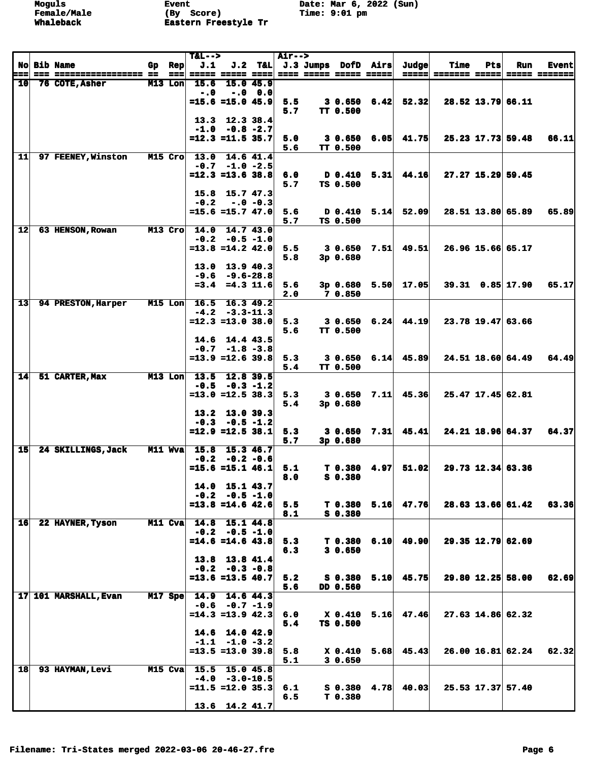Moguls
Female/Male
Whaleback

Event
(By Score)
Eastern Freestyle Tr

Date: Mar 6, 2022 (Sun)
Time: 9:01 pm

| No | Bib | Name | Gp | Rep | T&L--> J.1 | J.2 | T&L | Air--> J.3 | Jumps | DofD | Airs | Judge | Time | Pts | Run | Event |
|---|---|---|---|---|---|---|---|---|---|---|---|---|---|---|---|---|
| 10 | 76 | COTE,Asher | M13 | Lon | 15.6 | 15.0 | 45.9 | | | | | | | | | |
| | | | | | -.0 | -.0 | 0.0 | | | | | | | | | |
| | | | | | =15.6 | =15.0 | 45.9 | 5.5 | 3 | 0.650 | 6.42 | 52.32 | 28.52 | 13.79 | 66.11 | |
| | | | | | | | | 5.7 | TT | 0.500 | | | | | | |
| | | | | | 13.3 | 12.3 | 38.4 | | | | | | | | | |
| | | | | | -1.0 | -0.8 | -2.7 | | | | | | | | | |
| | | | | | =12.3 | =11.5 | 35.7 | 5.0 | 3 | 0.650 | 6.05 | 41.75 | 25.23 | 17.73 | 59.48 | 66.11 |
| | | | | | | | | 5.6 | TT | 0.500 | | | | | | |
| 11 | 97 | FEENEY,Winston | M15 | Cro | 13.0 | 14.6 | 41.4 | | | | | | | | | |
| | | | | | -0.7 | -1.0 | -2.5 | | | | | | | | | |
| | | | | | =12.3 | =13.6 | 38.8 | 6.0 | D | 0.410 | 5.31 | 44.16 | 27.27 | 15.29 | 59.45 | |
| | | | | | | | | 5.7 | TS | 0.500 | | | | | | |
| | | | | | 15.8 | 15.7 | 47.3 | | | | | | | | | |
| | | | | | -0.2 | -.0 | -0.3 | | | | | | | | | |
| | | | | | =15.6 | =15.7 | 47.0 | 5.6 | D | 0.410 | 5.14 | 52.09 | 28.51 | 13.80 | 65.89 | 65.89 |
| | | | | | | | | 5.7 | TS | 0.500 | | | | | | |
| 12 | 63 | HENSON,Rowan | M13 | Cro | 14.0 | 14.7 | 43.0 | | | | | | | | | |
| | | | | | -0.2 | -0.5 | -1.0 | | | | | | | | | |
| | | | | | =13.8 | =14.2 | 42.0 | 5.5 | 3 | 0.650 | 7.51 | 49.51 | 26.96 | 15.66 | 65.17 | |
| | | | | | | | | 5.8 | 3p | 0.680 | | | | | | |
| | | | | | 13.0 | 13.9 | 40.3 | | | | | | | | | |
| | | | | | -9.6 | -9.6 | -28.8 | | | | | | | | | |
| | | | | | =3.4 | =4.3 | 11.6 | 5.6 | 3p | 0.680 | 5.50 | 17.05 | 39.31 | 0.85 | 17.90 | 65.17 |
| | | | | | | | | 2.0 | 7 | 0.850 | | | | | | |
| 13 | 94 | PRESTON,Harper | M15 | Lon | 16.5 | 16.3 | 49.2 | | | | | | | | | |
| | | | | | -4.2 | -3.3 | -11.3 | | | | | | | | | |
| | | | | | =12.3 | =13.0 | 38.0 | 5.3 | 3 | 0.650 | 6.24 | 44.19 | 23.78 | 19.47 | 63.66 | |
| | | | | | | | | 5.6 | TT | 0.500 | | | | | | |
| | | | | | 14.6 | 14.4 | 43.5 | | | | | | | | | |
| | | | | | -0.7 | -1.8 | -3.8 | | | | | | | | | |
| | | | | | =13.9 | =12.6 | 39.8 | 5.3 | 3 | 0.650 | 6.14 | 45.89 | 24.51 | 18.60 | 64.49 | 64.49 |
| | | | | | | | | 5.4 | TT | 0.500 | | | | | | |
| 14 | 51 | CARTER,Max | M13 | Lon | 13.5 | 12.8 | 39.5 | | | | | | | | | |
| | | | | | -0.5 | -0.3 | -1.2 | | | | | | | | | |
| | | | | | =13.0 | =12.5 | 38.3 | 5.3 | 3 | 0.650 | 7.11 | 45.36 | 25.47 | 17.45 | 62.81 | |
| | | | | | | | | 5.4 | 3p | 0.680 | | | | | | |
| | | | | | 13.2 | 13.0 | 39.3 | | | | | | | | | |
| | | | | | -0.3 | -0.5 | -1.2 | | | | | | | | | |
| | | | | | =12.9 | =12.5 | 38.1 | 5.3 | 3 | 0.650 | 7.31 | 45.41 | 24.21 | 18.96 | 64.37 | 64.37 |
| | | | | | | | | 5.7 | 3p | 0.680 | | | | | | |
| 15 | 24 | SKILLINGS,Jack | M11 | Wva | 15.8 | 15.3 | 46.7 | | | | | | | | | |
| | | | | | -0.2 | -0.2 | -0.6 | | | | | | | | | |
| | | | | | =15.6 | =15.1 | 46.1 | 5.1 | T | 0.380 | 4.97 | 51.02 | 29.73 | 12.34 | 63.36 | |
| | | | | | | | | 8.0 | S | 0.380 | | | | | | |
| | | | | | 14.0 | 15.1 | 43.7 | | | | | | | | | |
| | | | | | -0.2 | -0.5 | -1.0 | | | | | | | | | |
| | | | | | =13.8 | =14.6 | 42.6 | 5.5 | T | 0.380 | 5.16 | 47.76 | 28.63 | 13.66 | 61.42 | 63.36 |
| | | | | | | | | 8.1 | S | 0.380 | | | | | | |
| 16 | 22 | HAYNER,Tyson | M11 | Cva | 14.8 | 15.1 | 44.8 | | | | | | | | | |
| | | | | | -0.2 | -0.5 | -1.0 | | | | | | | | | |
| | | | | | =14.6 | =14.6 | 43.8 | 5.3 | T | 0.380 | 6.10 | 49.90 | 29.35 | 12.79 | 62.69 | |
| | | | | | | | | 6.3 | 3 | 0.650 | | | | | | |
| | | | | | 13.8 | 13.8 | 41.4 | | | | | | | | | |
| | | | | | -0.2 | -0.3 | -0.8 | | | | | | | | | |
| | | | | | =13.6 | =13.5 | 40.7 | 5.2 | S | 0.380 | 5.10 | 45.75 | 29.80 | 12.25 | 58.00 | 62.69 |
| | | | | | | | | 5.6 | DD | 0.560 | | | | | | |
| 17 | 101 | MARSHALL,Evan | M17 | Spe | 14.9 | 14.6 | 44.3 | | | | | | | | | |
| | | | | | -0.6 | -0.7 | -1.9 | | | | | | | | | |
| | | | | | =14.3 | =13.9 | 42.3 | 6.0 | X | 0.410 | 5.16 | 47.46 | 27.63 | 14.86 | 62.32 | |
| | | | | | | | | 5.4 | TS | 0.500 | | | | | | |
| | | | | | 14.6 | 14.0 | 42.9 | | | | | | | | | |
| | | | | | -1.1 | -1.0 | -3.2 | | | | | | | | | |
| | | | | | =13.5 | =13.0 | 39.8 | 5.8 | X | 0.410 | 5.68 | 45.43 | 26.00 | 16.81 | 62.24 | 62.32 |
| | | | | | | | | 5.1 | 3 | 0.650 | | | | | | |
| 18 | 93 | HAYMAN,Levi | M15 | Cva | 15.5 | 15.0 | 45.8 | | | | | | | | | |
| | | | | | -4.0 | -3.0 | -10.5 | | | | | | | | | |
| | | | | | =11.5 | =12.0 | 35.3 | 6.1 | S | 0.380 | 4.78 | 40.03 | 25.53 | 17.37 | 57.40 | |
| | | | | | | | | 6.5 | T | 0.380 | | | | | | |
| | | | | | 13.6 | 14.2 | 41.7 | | | | | | | | | |

Filename: Tri-States merged 2022-03-06 20-46-27.fre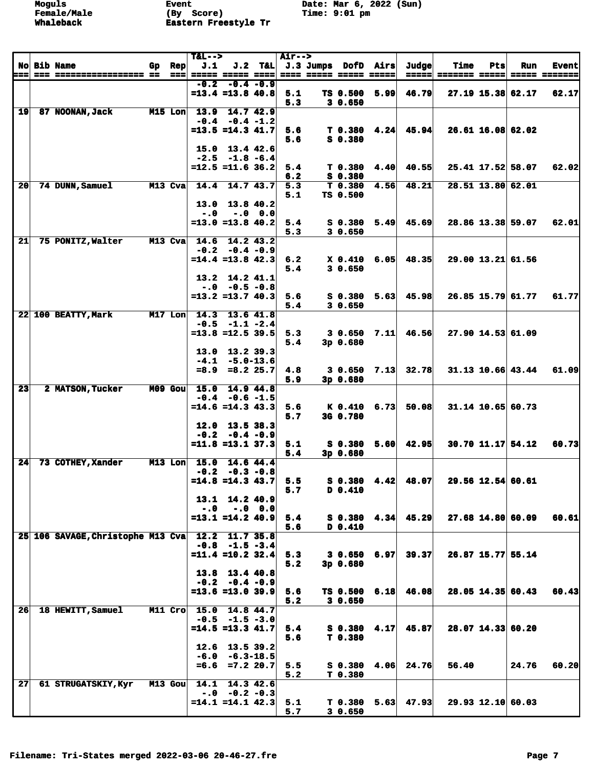Moguls | Event | Date: Mar 6, 2022 (Sun)
Female/Male | (By Score) | Time: 9:01 pm
Whaleback | Eastern Freestyle Tr |

| No | Bib | Name | Gp | Rep | T&L--> J.1 | J.2 | T&L | Air--> J.3 | Jumps | DofD | Airs | Judge | Time | Pts | Run | Event |
|---|---|---|---|---|---|---|---|---|---|---|---|---|---|---|---|---|
| | | | | | -0.2 | -0.4 | -0.9 | | | | | | | | | |
| | | | | | =13.4 | =13.8 | 40.8 | 5.1 | TS | 0.500 | 5.99 | 46.79 | 27.19 | 15.38 | 62.17 | 62.17 |
| | | | | | | | | 5.3 | 3 | 0.650 | | | | | | |
| 19 | 87 | NOONAN,Jack | M15 | Lon | 13.9 | 14.7 | 42.9 | | | | | | | | | |
| | | | | | -0.4 | -0.4 | -1.2 | | | | | | | | | |
| | | | | | =13.5 | =14.3 | 41.7 | 5.6 | T | 0.380 | 4.24 | 45.94 | 26.61 | 16.08 | 62.02 | |
| | | | | | | | | 5.6 | S | 0.380 | | | | | | |
| | | | | | 15.0 | 13.4 | 42.6 | | | | | | | | | |
| | | | | | -2.5 | -1.8 | -6.4 | | | | | | | | | |
| | | | | | =12.5 | =11.6 | 36.2 | 5.4 | T | 0.380 | 4.40 | 40.55 | 25.41 | 17.52 | 58.07 | 62.02 |
| | | | | | | | | 6.2 | S | 0.380 | | | | | | |
| 20 | 74 | DUNN,Samuel | M13 | Cva | 14.4 | 14.7 | 43.7 | 5.3 | T | 0.380 | 4.56 | 48.21 | 28.51 | 13.80 | 62.01 | |
| | | | | | | | | 5.1 | TS | 0.500 | | | | | | |
| | | | | | 13.0 | 13.8 | 40.2 | | | | | | | | | |
| | | | | | -.0 | -.0 | 0.0 | | | | | | | | | |
| | | | | | =13.0 | =13.8 | 40.2 | 5.4 | S | 0.380 | 5.49 | 45.69 | 28.86 | 13.38 | 59.07 | 62.01 |
| | | | | | | | | 5.3 | 3 | 0.650 | | | | | | |
| 21 | 75 | PONITZ,Walter | M13 | Cva | 14.6 | 14.2 | 43.2 | | | | | | | | | |
| | | | | | -0.2 | -0.4 | -0.9 | | | | | | | | | |
| | | | | | =14.4 | =13.8 | 42.3 | 6.2 | X | 0.410 | 6.05 | 48.35 | 29.00 | 13.21 | 61.56 | |
| | | | | | | | | 5.4 | 3 | 0.650 | | | | | | |
| | | | | | 13.2 | 14.2 | 41.1 | | | | | | | | | |
| | | | | | -.0 | -0.5 | -0.8 | | | | | | | | | |
| | | | | | =13.2 | =13.7 | 40.3 | 5.6 | S | 0.380 | 5.63 | 45.98 | 26.85 | 15.79 | 61.77 | 61.77 |
| | | | | | | | | 5.4 | 3 | 0.650 | | | | | | |
| 22 | 100 | BEATTY,Mark | M17 | Lon | 14.3 | 13.6 | 41.8 | | | | | | | | | |
| | | | | | -0.5 | -1.1 | -2.4 | | | | | | | | | |
| | | | | | =13.8 | =12.5 | 39.5 | 5.3 | 3 | 0.650 | 7.11 | 46.56 | 27.90 | 14.53 | 61.09 | |
| | | | | | | | | 5.4 | 3p | 0.680 | | | | | | |
| | | | | | 13.0 | 13.2 | 39.3 | | | | | | | | | |
| | | | | | -4.1 | -5.0 | -13.6 | | | | | | | | | |
| | | | | | =8.9 | =8.2 | 25.7 | 4.8 | 3 | 0.650 | 7.13 | 32.78 | 31.13 | 10.66 | 43.44 | 61.09 |
| | | | | | | | | 5.9 | 3p | 0.680 | | | | | | |
| 23 | 2 | MATSON,Tucker | M09 | Gou | 15.0 | 14.9 | 44.8 | | | | | | | | | |
| | | | | | -0.4 | -0.6 | -1.5 | | | | | | | | | |
| | | | | | =14.6 | =14.3 | 43.3 | 5.6 | K | 0.410 | 6.73 | 50.08 | 31.14 | 10.65 | 60.73 | |
| | | | | | | | | 5.7 | 3G | 0.780 | | | | | | |
| | | | | | 12.0 | 13.5 | 38.3 | | | | | | | | | |
| | | | | | -0.2 | -0.4 | -0.9 | | | | | | | | | |
| | | | | | =11.8 | =13.1 | 37.3 | 5.1 | S | 0.380 | 5.60 | 42.95 | 30.70 | 11.17 | 54.12 | 60.73 |
| | | | | | | | | 5.4 | 3p | 0.680 | | | | | | |
| 24 | 73 | COTHEY,Xander | M13 | Lon | 15.0 | 14.6 | 44.4 | | | | | | | | | |
| | | | | | -0.2 | -0.3 | -0.8 | | | | | | | | | |
| | | | | | =14.8 | =14.3 | 43.7 | 5.5 | S | 0.380 | 4.42 | 48.07 | 29.56 | 12.54 | 60.61 | |
| | | | | | | | | 5.7 | D | 0.410 | | | | | | |
| | | | | | 13.1 | 14.2 | 40.9 | | | | | | | | | |
| | | | | | -.0 | -.0 | 0.0 | | | | | | | | | |
| | | | | | =13.1 | =14.2 | 40.9 | 5.4 | S | 0.380 | 4.34 | 45.29 | 27.68 | 14.80 | 60.09 | 60.61 |
| | | | | | | | | 5.6 | D | 0.410 | | | | | | |
| 25 | 106 | SAVAGE,Christophe | M13 | Cva | 12.2 | 11.7 | 35.8 | | | | | | | | | |
| | | | | | -0.8 | -1.5 | -3.4 | | | | | | | | | |
| | | | | | =11.4 | =10.2 | 32.4 | 5.3 | 3 | 0.650 | 6.97 | 39.37 | 26.87 | 15.77 | 55.14 | |
| | | | | | | | | 5.2 | 3p | 0.680 | | | | | | |
| | | | | | 13.8 | 13.4 | 40.8 | | | | | | | | | |
| | | | | | -0.2 | -0.4 | -0.9 | | | | | | | | | |
| | | | | | =13.6 | =13.0 | 39.9 | 5.6 | TS | 0.500 | 6.18 | 46.08 | 28.05 | 14.35 | 60.43 | 60.43 |
| | | | | | | | | 5.2 | 3 | 0.650 | | | | | | |
| 26 | 18 | HEWITT,Samuel | M11 | Cro | 15.0 | 14.8 | 44.7 | | | | | | | | | |
| | | | | | -0.5 | -1.5 | -3.0 | | | | | | | | | |
| | | | | | =14.5 | =13.3 | 41.7 | 5.4 | S | 0.380 | 4.17 | 45.87 | 28.07 | 14.33 | 60.20 | |
| | | | | | | | | 5.6 | T | 0.380 | | | | | | |
| | | | | | 12.6 | 13.5 | 39.2 | | | | | | | | | |
| | | | | | -6.0 | -6.3 | -18.5 | | | | | | | | | |
| | | | | | =6.6 | =7.2 | 20.7 | 5.5 | S | 0.380 | 4.06 | 24.76 | 56.40 | | 24.76 | 60.20 |
| | | | | | | | | 5.2 | T | 0.380 | | | | | | |
| 27 | 61 | STRUGATSKIY,Kyr | M13 | Gou | 14.1 | 14.3 | 42.6 | | | | | | | | | |
| | | | | | -.0 | -0.2 | -0.3 | | | | | | | | | |
| | | | | | =14.1 | =14.1 | 42.3 | 5.1 | T | 0.380 | 5.63 | 47.93 | 29.93 | 12.10 | 60.03 | |
| | | | | | | | | 5.7 | 3 | 0.650 | | | | | | |

Filename: Tri-States merged 2022-03-06 20-46-27.fre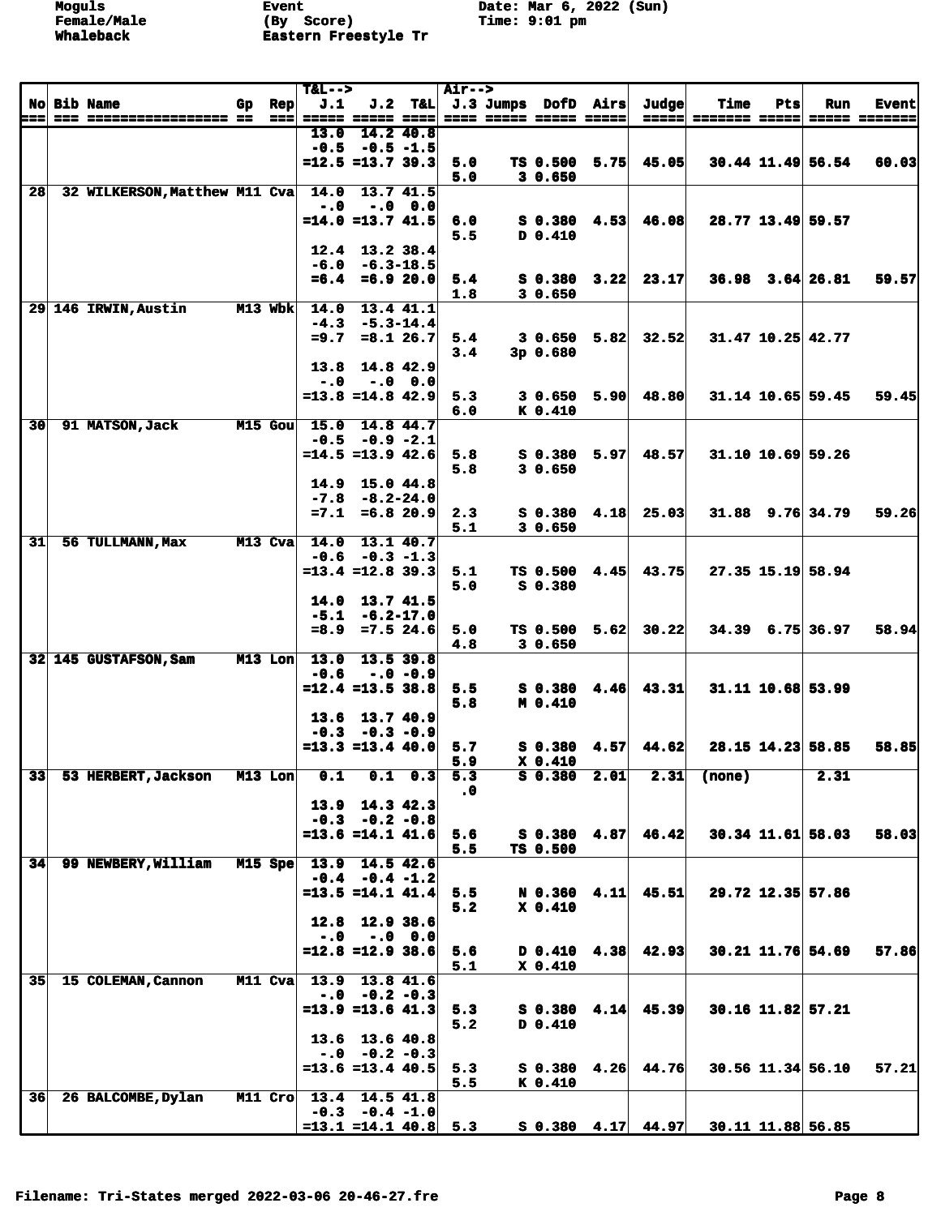Moguls
Female/Male
Whaleback

Event
(By Score)
Eastern Freestyle Tr

Date: Mar 6, 2022 (Sun)
Time: 9:01 pm

| No | Bib | Name | Gp | Rep | T&L--> J.1 | J.2 | T&L | Air--> J.3 | Jumps | DofD | Airs | Judge | Time | Pts | Run | Event |
|---|---|---|---|---|---|---|---|---|---|---|---|---|---|---|---|---|
| | | | | | 13.0 | 14.2 | 40.8 | | | | | | | | | |
| | | | | | -0.5 | -0.5 | -1.5 | | | | | | | | | |
| | | | | | =12.5 | =13.7 | 39.3 | 5.0 | TS | 0.500 | 5.75 | 45.05 | 30.44 | 11.49 | 56.54 | 60.03 |
| | | | | | | | | 5.0 | 3 | 0.650 | | | | | | |
| 28 | 32 | WILKERSON,Matthew | M11 | Cva | 14.0 | 13.7 | 41.5 | | | | | | | | | |
| | | | | | -.0 | -.0 | 0.0 | | | | | | | | | |
| | | | | | =14.0 | =13.7 | 41.5 | 6.0 | S | 0.380 | 4.53 | 46.08 | 28.77 | 13.49 | 59.57 | |
| | | | | | | | | 5.5 | D | 0.410 | | | | | | |
| | | | | | 12.4 | 13.2 | 38.4 | | | | | | | | | |
| | | | | | -6.0 | -6.3 | -18.5 | | | | | | | | | |
| | | | | | =6.4 | =6.9 | 20.0 | 5.4 | S | 0.380 | 3.22 | 23.17 | 36.98 | 3.64 | 26.81 | 59.57 |
| | | | | | | | | 1.8 | 3 | 0.650 | | | | | | |
| 29 | 146 | IRWIN,Austin | M13 | Wbk | 14.0 | 13.4 | 41.1 | | | | | | | | | |
| | | | | | -4.3 | -5.3 | -14.4 | | | | | | | | | |
| | | | | | =9.7 | =8.1 | 26.7 | 5.4 | 3 | 0.650 | 5.82 | 32.52 | 31.47 | 10.25 | 42.77 | |
| | | | | | | | | 3.4 | 3p | 0.680 | | | | | | |
| | | | | | 13.8 | 14.8 | 42.9 | | | | | | | | | |
| | | | | | -.0 | -.0 | 0.0 | | | | | | | | | |
| | | | | | =13.8 | =14.8 | 42.9 | 5.3 | 3 | 0.650 | 5.90 | 48.80 | 31.14 | 10.65 | 59.45 | 59.45 |
| | | | | | | | | 6.0 | K | 0.410 | | | | | | |
| 30 | 91 | MATSON,Jack | M15 | Gou | 15.0 | 14.8 | 44.7 | | | | | | | | | |
| | | | | | -0.5 | -0.9 | -2.1 | | | | | | | | | |
| | | | | | =14.5 | =13.9 | 42.6 | 5.8 | S | 0.380 | 5.97 | 48.57 | 31.10 | 10.69 | 59.26 | |
| | | | | | | | | 5.8 | 3 | 0.650 | | | | | | |
| | | | | | 14.9 | 15.0 | 44.8 | | | | | | | | | |
| | | | | | -7.8 | -8.2 | -24.0 | | | | | | | | | |
| | | | | | =7.1 | =6.8 | 20.9 | 2.3 | S | 0.380 | 4.18 | 25.03 | 31.88 | 9.76 | 34.79 | 59.26 |
| | | | | | | | | 5.1 | 3 | 0.650 | | | | | | |
| 31 | 56 | TULLMANN,Max | M13 | Cva | 14.0 | 13.1 | 40.7 | | | | | | | | | |
| | | | | | -0.6 | -0.3 | -1.3 | | | | | | | | | |
| | | | | | =13.4 | =12.8 | 39.3 | 5.1 | TS | 0.500 | 4.45 | 43.75 | 27.35 | 15.19 | 58.94 | |
| | | | | | | | | 5.0 | S | 0.380 | | | | | | |
| | | | | | 14.0 | 13.7 | 41.5 | | | | | | | | | |
| | | | | | -5.1 | -6.2 | -17.0 | | | | | | | | | |
| | | | | | =8.9 | =7.5 | 24.6 | 5.0 | TS | 0.500 | 5.62 | 30.22 | 34.39 | 6.75 | 36.97 | 58.94 |
| | | | | | | | | 4.8 | 3 | 0.650 | | | | | | |
| 32 | 145 | GUSTAFSON,Sam | M13 | Lon | 13.0 | 13.5 | 39.8 | | | | | | | | | |
| | | | | | -0.6 | -.0 | -0.9 | | | | | | | | | |
| | | | | | =12.4 | =13.5 | 38.8 | 5.5 | S | 0.380 | 4.46 | 43.31 | 31.11 | 10.68 | 53.99 | |
| | | | | | | | | 5.8 | M | 0.410 | | | | | | |
| | | | | | 13.6 | 13.7 | 40.9 | | | | | | | | | |
| | | | | | -0.3 | -0.3 | -0.9 | | | | | | | | | |
| | | | | | =13.3 | =13.4 | 40.0 | 5.7 | S | 0.380 | 4.57 | 44.62 | 28.15 | 14.23 | 58.85 | 58.85 |
| | | | | | | | | 5.9 | X | 0.410 | | | | | | |
| 33 | 53 | HERBERT,Jackson | M13 | Lon | 0.1 | 0.1 | 0.3 | 5.3 | S | 0.380 | 2.01 | 2.31 | (none) | | 2.31 | |
| | | | | | | | | .0 | | | | | | | | |
| | | | | | 13.9 | 14.3 | 42.3 | | | | | | | | | |
| | | | | | -0.3 | -0.2 | -0.8 | | | | | | | | | |
| | | | | | =13.6 | =14.1 | 41.6 | 5.6 | S | 0.380 | 4.87 | 46.42 | 30.34 | 11.61 | 58.03 | 58.03 |
| | | | | | | | | 5.5 | TS | 0.500 | | | | | | |
| 34 | 99 | NEWBERY,William | M15 | Spe | 13.9 | 14.5 | 42.6 | | | | | | | | | |
| | | | | | -0.4 | -0.4 | -1.2 | | | | | | | | | |
| | | | | | =13.5 | =14.1 | 41.4 | 5.5 | N | 0.360 | 4.11 | 45.51 | 29.72 | 12.35 | 57.86 | |
| | | | | | | | | 5.2 | X | 0.410 | | | | | | |
| | | | | | 12.8 | 12.9 | 38.6 | | | | | | | | | |
| | | | | | -.0 | -.0 | 0.0 | | | | | | | | | |
| | | | | | =12.8 | =12.9 | 38.6 | 5.6 | D | 0.410 | 4.38 | 42.93 | 30.21 | 11.76 | 54.69 | 57.86 |
| | | | | | | | | 5.1 | X | 0.410 | | | | | | |
| 35 | 15 | COLEMAN,Cannon | M11 | Cva | 13.9 | 13.8 | 41.6 | | | | | | | | | |
| | | | | | -.0 | -0.2 | -0.3 | | | | | | | | | |
| | | | | | =13.9 | =13.6 | 41.3 | 5.3 | S | 0.380 | 4.14 | 45.39 | 30.16 | 11.82 | 57.21 | |
| | | | | | | | | 5.2 | D | 0.410 | | | | | | |
| | | | | | 13.6 | 13.6 | 40.8 | | | | | | | | | |
| | | | | | -.0 | -0.2 | -0.3 | | | | | | | | | |
| | | | | | =13.6 | =13.4 | 40.5 | 5.3 | S | 0.380 | 4.26 | 44.76 | 30.56 | 11.34 | 56.10 | 57.21 |
| | | | | | | | | 5.5 | K | 0.410 | | | | | | |
| 36 | 26 | BALCOMBE,Dylan | M11 | Cro | 13.4 | 14.5 | 41.8 | | | | | | | | | |
| | | | | | -0.3 | -0.4 | -1.0 | | | | | | | | | |
| | | | | | =13.1 | =14.1 | 40.8 | 5.3 | S | 0.380 | 4.17 | 44.97 | 30.11 | 11.88 | 56.85 | |

Filename: Tri-States merged 2022-03-06 20-46-27.fre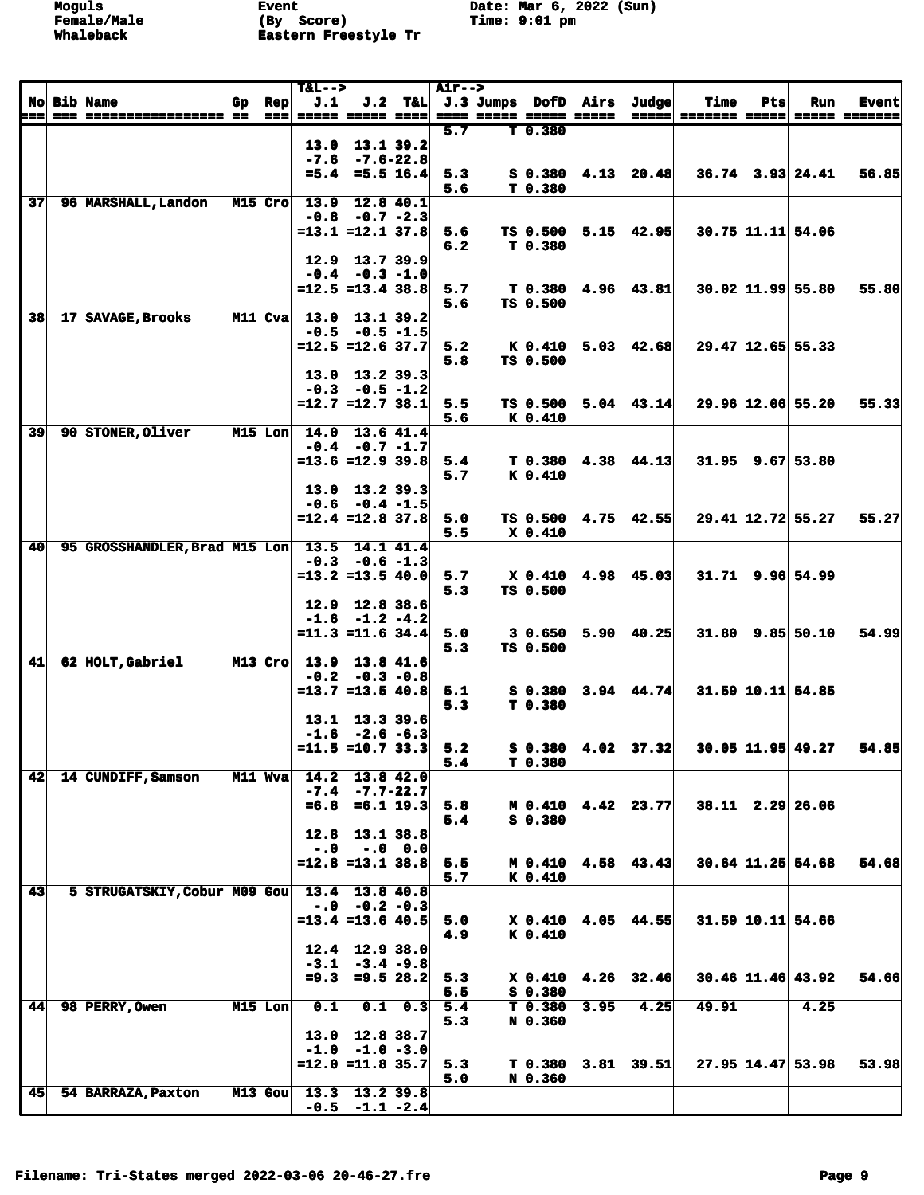| No | Bib | Name | Gp | Rep | J.1 | J.2 | T&L | J.3 | Jumps | DofD | Airs | Judge | Time | Pts | Run | Event |
|---|---|---|---|---|---|---|---|---|---|---|---|---|---|---|---|---|
| | | | | | | | | 5.7 | T | 0.380 | | | | | | |
| | | | | | 13.0 | 13.1 | 39.2 | | | | | | | | | |
| | | | | | -7.6 | -7.6 | -22.8 | | | | | | | | | |
| | | | | | =5.4 | =5.5 | 16.4 | 5.3 | S | 0.380 | 4.13 | 20.48 | 36.74 | 3.93 | 24.41 | 56.85 |
| | | | | | | | | 5.6 | T | 0.380 | | | | | | |
| 37 | 96 | MARSHALL,Landon | M15 | Cro | 13.9 | 12.8 | 40.1 | | | | | | | | | |
| | | | | | -0.8 | -0.7 | -2.3 | | | | | | | | | |
| | | | | | =13.1 | =12.1 | 37.8 | 5.6 | TS | 0.500 | 5.15 | 42.95 | 30.75 | 11.11 | 54.06 | |
| | | | | | | | | 6.2 | T | 0.380 | | | | | | |
| | | | | | 12.9 | 13.7 | 39.9 | | | | | | | | | |
| | | | | | -0.4 | -0.3 | -1.0 | | | | | | | | | |
| | | | | | =12.5 | =13.4 | 38.8 | 5.7 | T | 0.380 | 4.96 | 43.81 | 30.02 | 11.99 | 55.80 | 55.80 |
| | | | | | | | | 5.6 | TS | 0.500 | | | | | | |
| 38 | 17 | SAVAGE,Brooks | M11 | Cva | 13.0 | 13.1 | 39.2 | | | | | | | | | |
| | | | | | -0.5 | -0.5 | -1.5 | | | | | | | | | |
| | | | | | =12.5 | =12.6 | 37.7 | 5.2 | K | 0.410 | 5.03 | 42.68 | 29.47 | 12.65 | 55.33 | |
| | | | | | | | | 5.8 | TS | 0.500 | | | | | | |
| | | | | | 13.0 | 13.2 | 39.3 | | | | | | | | | |
| | | | | | -0.3 | -0.5 | -1.2 | | | | | | | | | |
| | | | | | =12.7 | =12.7 | 38.1 | 5.5 | TS | 0.500 | 5.04 | 43.14 | 29.96 | 12.06 | 55.20 | 55.33 |
| | | | | | | | | 5.6 | K | 0.410 | | | | | | |
| 39 | 90 | STONER,Oliver | M15 | Lon | 14.0 | 13.6 | 41.4 | | | | | | | | | |
| | | | | | -0.4 | -0.7 | -1.7 | | | | | | | | | |
| | | | | | =13.6 | =12.9 | 39.8 | 5.4 | T | 0.380 | 4.38 | 44.13 | 31.95 | 9.67 | 53.80 | |
| | | | | | | | | 5.7 | K | 0.410 | | | | | | |
| | | | | | 13.0 | 13.2 | 39.3 | | | | | | | | | |
| | | | | | -0.6 | -0.4 | -1.5 | | | | | | | | | |
| | | | | | =12.4 | =12.8 | 37.8 | 5.0 | TS | 0.500 | 4.75 | 42.55 | 29.41 | 12.72 | 55.27 | 55.27 |
| | | | | | | | | 5.5 | X | 0.410 | | | | | | |
| 40 | 95 | GROSSHANDLER,Brad | M15 | Lon | 13.5 | 14.1 | 41.4 | | | | | | | | | |
| | | | | | -0.3 | -0.6 | -1.3 | | | | | | | | | |
| | | | | | =13.2 | =13.5 | 40.0 | 5.7 | X | 0.410 | 4.98 | 45.03 | 31.71 | 9.96 | 54.99 | |
| | | | | | | | | 5.3 | TS | 0.500 | | | | | | |
| | | | | | 12.9 | 12.8 | 38.6 | | | | | | | | | |
| | | | | | -1.6 | -1.2 | -4.2 | | | | | | | | | |
| | | | | | =11.3 | =11.6 | 34.4 | 5.0 | 3 | 0.650 | 5.90 | 40.25 | 31.80 | 9.85 | 50.10 | 54.99 |
| | | | | | | | | 5.3 | TS | 0.500 | | | | | | |
| 41 | 62 | HOLT,Gabriel | M13 | Cro | 13.9 | 13.8 | 41.6 | | | | | | | | | |
| | | | | | -0.2 | -0.3 | -0.8 | | | | | | | | | |
| | | | | | =13.7 | =13.5 | 40.8 | 5.1 | S | 0.380 | 3.94 | 44.74 | 31.59 | 10.11 | 54.85 | |
| | | | | | | | | 5.3 | T | 0.380 | | | | | | |
| | | | | | 13.1 | 13.3 | 39.6 | | | | | | | | | |
| | | | | | -1.6 | -2.6 | -6.3 | | | | | | | | | |
| | | | | | =11.5 | =10.7 | 33.3 | 5.2 | S | 0.380 | 4.02 | 37.32 | 30.05 | 11.95 | 49.27 | 54.85 |
| | | | | | | | | 5.4 | T | 0.380 | | | | | | |
| 42 | 14 | CUNDIFF,Samson | M11 | Wva | 14.2 | 13.8 | 42.0 | | | | | | | | | |
| | | | | | -7.4 | -7.7 | -22.7 | | | | | | | | | |
| | | | | | =6.8 | =6.1 | 19.3 | 5.8 | M | 0.410 | 4.42 | 23.77 | 38.11 | 2.29 | 26.06 | |
| | | | | | | | | 5.4 | S | 0.380 | | | | | | |
| | | | | | 12.8 | 13.1 | 38.8 | | | | | | | | | |
| | | | | | -.0 | -.0 | 0.0 | | | | | | | | | |
| | | | | | =12.8 | =13.1 | 38.8 | 5.5 | M | 0.410 | 4.58 | 43.43 | 30.64 | 11.25 | 54.68 | 54.68 |
| | | | | | | | | 5.7 | K | 0.410 | | | | | | |
| 43 | 5 | STRUGATSKIY,Cobur | M09 | Gou | 13.4 | 13.8 | 40.8 | | | | | | | | | |
| | | | | | -.0 | -0.2 | -0.3 | | | | | | | | | |
| | | | | | =13.4 | =13.6 | 40.5 | 5.0 | X | 0.410 | 4.05 | 44.55 | 31.59 | 10.11 | 54.66 | |
| | | | | | | | | 4.9 | K | 0.410 | | | | | | |
| | | | | | 12.4 | 12.9 | 38.0 | | | | | | | | | |
| | | | | | -3.1 | -3.4 | -9.8 | | | | | | | | | |
| | | | | | =9.3 | =9.5 | 28.2 | 5.3 | X | 0.410 | 4.26 | 32.46 | 30.46 | 11.46 | 43.92 | 54.66 |
| | | | | | | | | 5.5 | S | 0.380 | | | | | | |
| 44 | 98 | PERRY,Owen | M15 | Lon | 0.1 | 0.1 | 0.3 | 5.4 | T | 0.380 | 3.95 | 4.25 | 49.91 | | 4.25 | |
| | | | | | | | | 5.3 | N | 0.360 | | | | | | |
| | | | | | 13.0 | 12.8 | 38.7 | | | | | | | | | |
| | | | | | -1.0 | -1.0 | -3.0 | | | | | | | | | |
| | | | | | =12.0 | =11.8 | 35.7 | 5.3 | T | 0.380 | 3.81 | 39.51 | 27.95 | 14.47 | 53.98 | 53.98 |
| | | | | | | | | 5.0 | N | 0.360 | | | | | | |
| 45 | 54 | BARRAZA,Paxton | M13 | Gou | 13.3 | 13.2 | 39.8 | | | | | | | | | |
| | | | | | -0.5 | -1.1 | -2.4 | | | | | | | | | |

Filename: Tri-States merged 2022-03-06 20-46-27.fre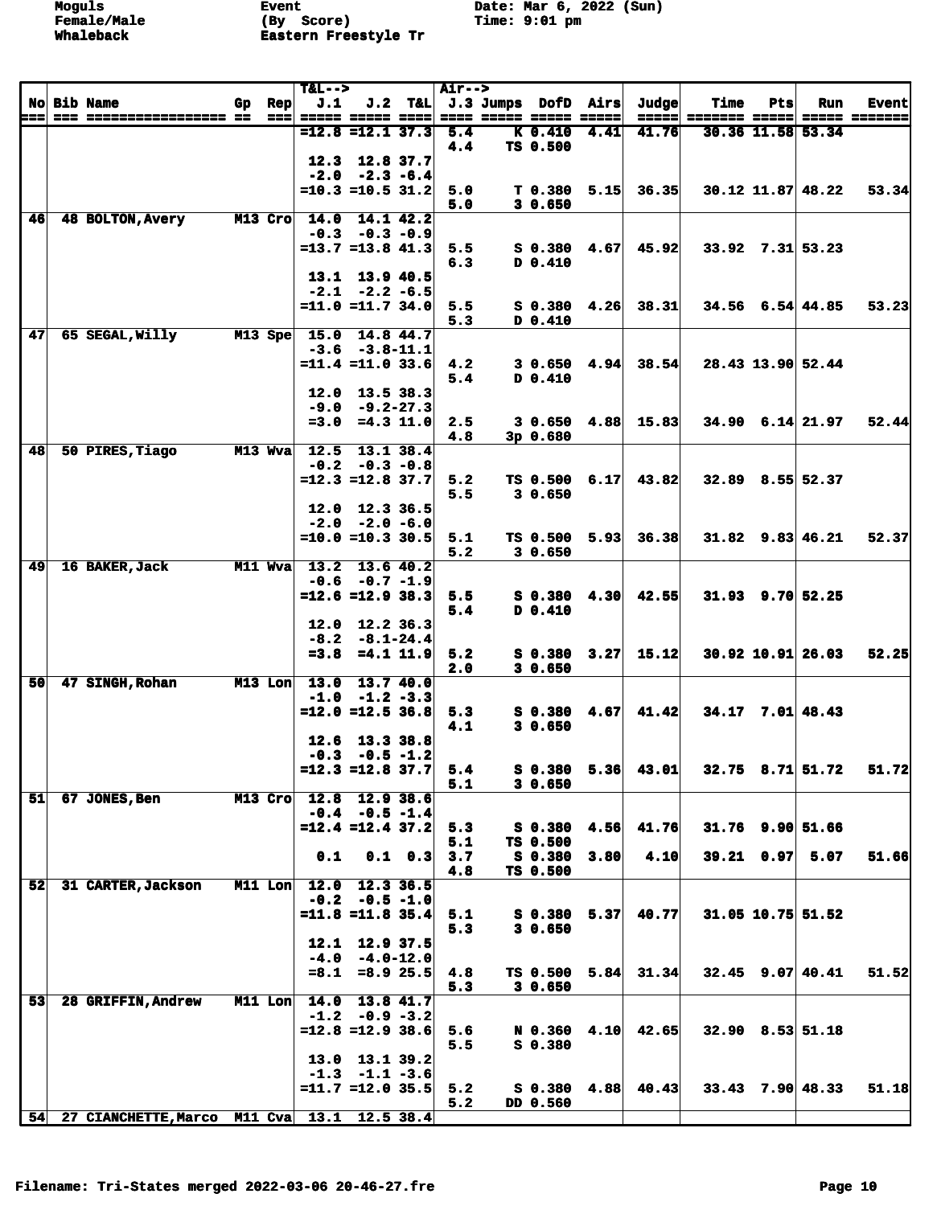Moguls
Female/Male
Whaleback

Event
(By Score)
Eastern Freestyle Tr

Date: Mar 6, 2022 (Sun)
Time: 9:01 pm

| No | Bib | Name | Gp | Rep | T&L--> J.1 | J.2 | T&L | Air--> J.3 | Jumps | DofD | Airs | Judge | Time | Pts | Run | Event |
|---|---|---|---|---|---|---|---|---|---|---|---|---|---|---|---|---|
| | | | | | =12.8 | =12.1 | 37.3 | 5.4 | K | 0.410 | 4.41 | 41.76 | 30.36 | 11.58 | 53.34 | |
| | | | | | | | | 4.4 | TS | 0.500 | | | | | | |
| | | | | | 12.3 | 12.8 | 37.7 | | | | | | | | | |
| | | | | | -2.0 | -2.3 | -6.4 | | | | | | | | | |
| | | | | | =10.3 | =10.5 | 31.2 | 5.0 | T | 0.380 | 5.15 | 36.35 | 30.12 | 11.87 | 48.22 | 53.34 |
| | | | | | | | | 5.0 | 3 | 0.650 | | | | | | |
| 46 | 48 | BOLTON,Avery | M13 | Cro | 14.0 | 14.1 | 42.2 | | | | | | | | | |
| | | | | | -0.3 | -0.3 | -0.9 | | | | | | | | | |
| | | | | | =13.7 | =13.8 | 41.3 | 5.5 | S | 0.380 | 4.67 | 45.92 | 33.92 | 7.31 | 53.23 | |
| | | | | | | | | 6.3 | D | 0.410 | | | | | | |
| | | | | | 13.1 | 13.9 | 40.5 | | | | | | | | | |
| | | | | | -2.1 | -2.2 | -6.5 | | | | | | | | | |
| | | | | | =11.0 | =11.7 | 34.0 | 5.5 | S | 0.380 | 4.26 | 38.31 | 34.56 | 6.54 | 44.85 | 53.23 |
| | | | | | | | | 5.3 | D | 0.410 | | | | | | |
| 47 | 65 | SEGAL,Willy | M13 | Spe | 15.0 | 14.8 | 44.7 | | | | | | | | | |
| | | | | | -3.6 | -3.8 | -11.1 | | | | | | | | | |
| | | | | | =11.4 | =11.0 | 33.6 | 4.2 | 3 | 0.650 | 4.94 | 38.54 | 28.43 | 13.90 | 52.44 | |
| | | | | | | | | 5.4 | D | 0.410 | | | | | | |
| | | | | | 12.0 | 13.5 | 38.3 | | | | | | | | | |
| | | | | | -9.0 | -9.2 | -27.3 | | | | | | | | | |
| | | | | | =3.0 | =4.3 | 11.0 | 2.5 | 3 | 0.650 | 4.88 | 15.83 | 34.90 | 6.14 | 21.97 | 52.44 |
| | | | | | | | | 4.8 | 3p | 0.680 | | | | | | |
| 48 | 50 | PIRES,Tiago | M13 | Wva | 12.5 | 13.1 | 38.4 | | | | | | | | | |
| | | | | | -0.2 | -0.3 | -0.8 | | | | | | | | | |
| | | | | | =12.3 | =12.8 | 37.7 | 5.2 | TS | 0.500 | 6.17 | 43.82 | 32.89 | 8.55 | 52.37 | |
| | | | | | | | | 5.5 | 3 | 0.650 | | | | | | |
| | | | | | 12.0 | 12.3 | 36.5 | | | | | | | | | |
| | | | | | -2.0 | -2.0 | -6.0 | | | | | | | | | |
| | | | | | =10.0 | =10.3 | 30.5 | 5.1 | TS | 0.500 | 5.93 | 36.38 | 31.82 | 9.83 | 46.21 | 52.37 |
| | | | | | | | | 5.2 | 3 | 0.650 | | | | | | |
| 49 | 16 | BAKER,Jack | M11 | Wva | 13.2 | 13.6 | 40.2 | | | | | | | | | |
| | | | | | -0.6 | -0.7 | -1.9 | | | | | | | | | |
| | | | | | =12.6 | =12.9 | 38.3 | 5.5 | S | 0.380 | 4.30 | 42.55 | 31.93 | 9.70 | 52.25 | |
| | | | | | | | | 5.4 | D | 0.410 | | | | | | |
| | | | | | 12.0 | 12.2 | 36.3 | | | | | | | | | |
| | | | | | -8.2 | -8.1 | -24.4 | | | | | | | | | |
| | | | | | =3.8 | =4.1 | 11.9 | 5.2 | S | 0.380 | 3.27 | 15.12 | 30.92 | 10.91 | 26.03 | 52.25 |
| | | | | | | | | 2.0 | 3 | 0.650 | | | | | | |
| 50 | 47 | SINGH,Rohan | M13 | Lon | 13.0 | 13.7 | 40.0 | | | | | | | | | |
| | | | | | -1.0 | -1.2 | -3.3 | | | | | | | | | |
| | | | | | =12.0 | =12.5 | 36.8 | 5.3 | S | 0.380 | 4.67 | 41.42 | 34.17 | 7.01 | 48.43 | |
| | | | | | | | | 4.1 | 3 | 0.650 | | | | | | |
| | | | | | 12.6 | 13.3 | 38.8 | | | | | | | | | |
| | | | | | -0.3 | -0.5 | -1.2 | | | | | | | | | |
| | | | | | =12.3 | =12.8 | 37.7 | 5.4 | S | 0.380 | 5.36 | 43.01 | 32.75 | 8.71 | 51.72 | 51.72 |
| | | | | | | | | 5.1 | 3 | 0.650 | | | | | | |
| 51 | 67 | JONES,Ben | M13 | Cro | 12.8 | 12.9 | 38.6 | | | | | | | | | |
| | | | | | -0.4 | -0.5 | -1.4 | | | | | | | | | |
| | | | | | =12.4 | =12.4 | 37.2 | 5.3 | S | 0.380 | 4.56 | 41.76 | 31.76 | 9.90 | 51.66 | |
| | | | | | | | | 5.1 | TS | 0.500 | | | | | | |
| | | | | | 0.1 | 0.1 | 0.3 | 3.7 | S | 0.380 | 3.80 | 4.10 | 39.21 | 0.97 | 5.07 | 51.66 |
| | | | | | | | | 4.8 | TS | 0.500 | | | | | | |
| 52 | 31 | CARTER,Jackson | M11 | Lon | 12.0 | 12.3 | 36.5 | | | | | | | | | |
| | | | | | -0.2 | -0.5 | -1.0 | | | | | | | | | |
| | | | | | =11.8 | =11.8 | 35.4 | 5.1 | S | 0.380 | 5.37 | 40.77 | 31.05 | 10.75 | 51.52 | |
| | | | | | | | | 5.3 | 3 | 0.650 | | | | | | |
| | | | | | 12.1 | 12.9 | 37.5 | | | | | | | | | |
| | | | | | -4.0 | -4.0 | -12.0 | | | | | | | | | |
| | | | | | =8.1 | =8.9 | 25.5 | 4.8 | TS | 0.500 | 5.84 | 31.34 | 32.45 | 9.07 | 40.41 | 51.52 |
| | | | | | | | | 5.3 | 3 | 0.650 | | | | | | |
| 53 | 28 | GRIFFIN,Andrew | M11 | Lon | 14.0 | 13.8 | 41.7 | | | | | | | | | |
| | | | | | -1.2 | -0.9 | -3.2 | | | | | | | | | |
| | | | | | =12.8 | =12.9 | 38.6 | 5.6 | N | 0.360 | 4.10 | 42.65 | 32.90 | 8.53 | 51.18 | |
| | | | | | | | | 5.5 | S | 0.380 | | | | | | |
| | | | | | 13.0 | 13.1 | 39.2 | | | | | | | | | |
| | | | | | -1.3 | -1.1 | -3.6 | | | | | | | | | |
| | | | | | =11.7 | =12.0 | 35.5 | 5.2 | S | 0.380 | 4.88 | 40.43 | 33.43 | 7.90 | 48.33 | 51.18 |
| | | | | | | | | 5.2 | DD | 0.560 | | | | | | |
| 54 | 27 | CIANCHETTE,Marco | M11 | Cva | 13.1 | 12.5 | 38.4 | | | | | | | | | |

Filename: Tri-States merged 2022-03-06 20-46-27.fre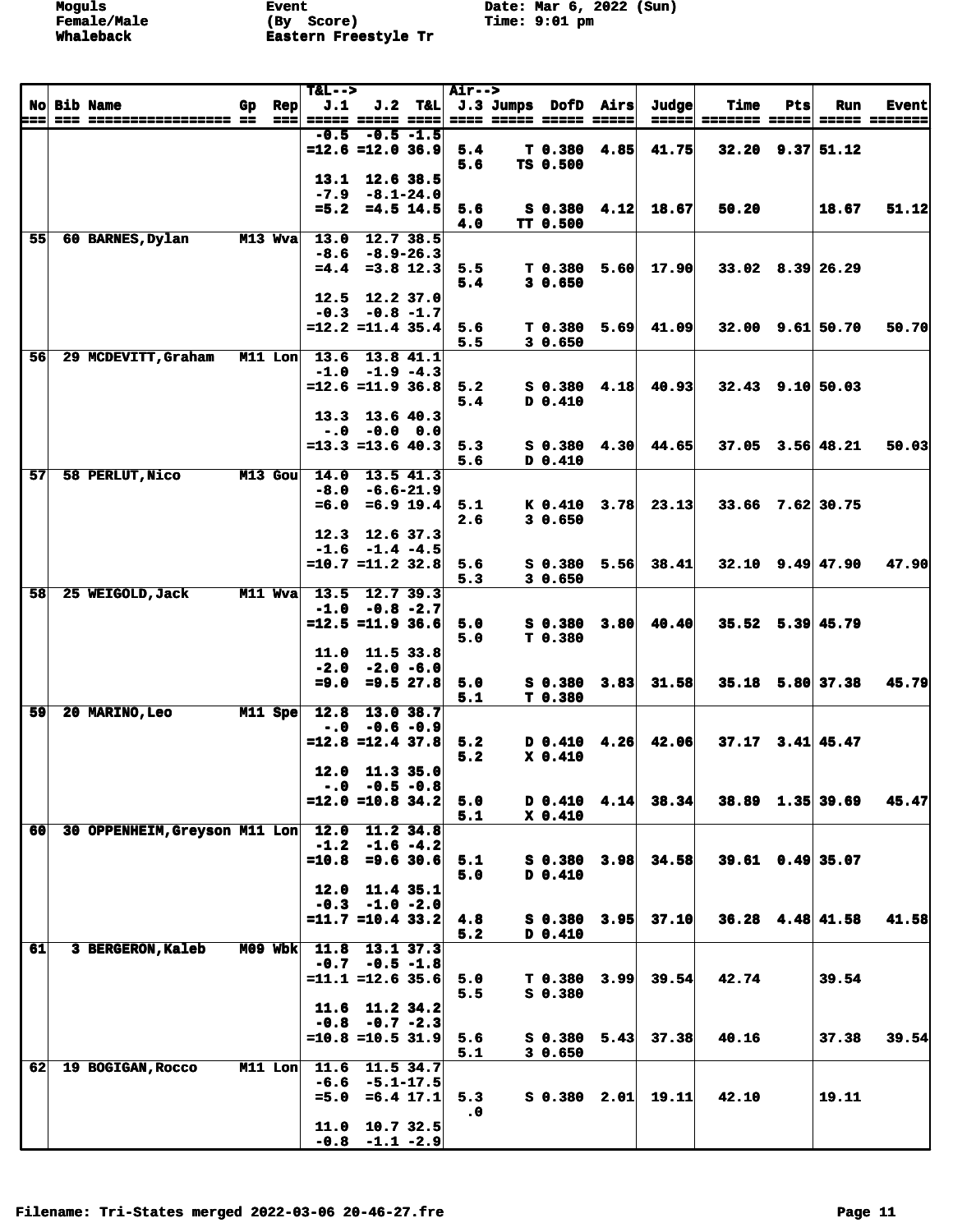Moguls
Female/Male
Whaleback

Event
(By Score)
Eastern Freestyle Tr

Date: Mar 6, 2022 (Sun)
Time: 9:01 pm

| No | Bib | Name | Gp | Rep | T&L--> J.1 | J.2 | T&L | Air--> J.3 | Jumps | DofD | Airs | Judge | Time | Pts | Run | Event |
|---|---|---|---|---|---|---|---|---|---|---|---|---|---|---|---|---|
| | | | | | -0.5 | -0.5 | -1.5 | | | | | | | | | |
| | | | | | =12.6 | =12.0 | 36.9 | 5.4 | T | 0.380 | 4.85 | 41.75 | 32.20 | 9.37 | 51.12 | |
| | | | | | | | | 5.6 | TS | 0.500 | | | | | | |
| | | | | | 13.1 | 12.6 | 38.5 | | | | | | | | | |
| | | | | | -7.9 | -8.1 | -24.0 | | | | | | | | | |
| | | | | | =5.2 | =4.5 | 14.5 | 5.6 | S | 0.380 | 4.12 | 18.67 | 50.20 | | 18.67 | 51.12 |
| | | | | | | | | 4.0 | TT | 0.500 | | | | | | |
| 55 | 60 | BARNES,Dylan | M13 | Wva | 13.0 | 12.7 | 38.5 | | | | | | | | | |
| | | | | | -8.6 | -8.9 | -26.3 | | | | | | | | | |
| | | | | | =4.4 | =3.8 | 12.3 | 5.5 | T | 0.380 | 5.60 | 17.90 | 33.02 | 8.39 | 26.29 | |
| | | | | | | | | 5.4 | 3 | 0.650 | | | | | | |
| | | | | | 12.5 | 12.2 | 37.0 | | | | | | | | | |
| | | | | | -0.3 | -0.8 | -1.7 | | | | | | | | | |
| | | | | | =12.2 | =11.4 | 35.4 | 5.6 | T | 0.380 | 5.69 | 41.09 | 32.00 | 9.61 | 50.70 | 50.70 |
| | | | | | | | | 5.5 | 3 | 0.650 | | | | | | |
| 56 | 29 | MCDEVITT,Graham | M11 | Lon | 13.6 | 13.8 | 41.1 | | | | | | | | | |
| | | | | | -1.0 | -1.9 | -4.3 | | | | | | | | | |
| | | | | | =12.6 | =11.9 | 36.8 | 5.2 | S | 0.380 | 4.18 | 40.93 | 32.43 | 9.10 | 50.03 | |
| | | | | | | | | 5.4 | D | 0.410 | | | | | | |
| | | | | | 13.3 | 13.6 | 40.3 | | | | | | | | | |
| | | | | | -.0 | -0.0 | 0.0 | | | | | | | | | |
| | | | | | =13.3 | =13.6 | 40.3 | 5.3 | S | 0.380 | 4.30 | 44.65 | 37.05 | 3.56 | 48.21 | 50.03 |
| | | | | | | | | 5.6 | D | 0.410 | | | | | | |
| 57 | 58 | PERLUT,Nico | M13 | Gou | 14.0 | 13.5 | 41.3 | | | | | | | | | |
| | | | | | -8.0 | -6.6 | -21.9 | | | | | | | | | |
| | | | | | =6.0 | =6.9 | 19.4 | 5.1 | K | 0.410 | 3.78 | 23.13 | 33.66 | 7.62 | 30.75 | |
| | | | | | | | | 2.6 | 3 | 0.650 | | | | | | |
| | | | | | 12.3 | 12.6 | 37.3 | | | | | | | | | |
| | | | | | -1.6 | -1.4 | -4.5 | | | | | | | | | |
| | | | | | =10.7 | =11.2 | 32.8 | 5.6 | S | 0.380 | 5.56 | 38.41 | 32.10 | 9.49 | 47.90 | 47.90 |
| | | | | | | | | 5.3 | 3 | 0.650 | | | | | | |
| 58 | 25 | WEIGOLD,Jack | M11 | Wva | 13.5 | 12.7 | 39.3 | | | | | | | | | |
| | | | | | -1.0 | -0.8 | -2.7 | | | | | | | | | |
| | | | | | =12.5 | =11.9 | 36.6 | 5.0 | S | 0.380 | 3.80 | 40.40 | 35.52 | 5.39 | 45.79 | |
| | | | | | | | | 5.0 | T | 0.380 | | | | | | |
| | | | | | 11.0 | 11.5 | 33.8 | | | | | | | | | |
| | | | | | -2.0 | -2.0 | -6.0 | | | | | | | | | |
| | | | | | =9.0 | =9.5 | 27.8 | 5.0 | S | 0.380 | 3.83 | 31.58 | 35.18 | 5.80 | 37.38 | 45.79 |
| | | | | | | | | 5.1 | T | 0.380 | | | | | | |
| 59 | 20 | MARINO,Leo | M11 | Spe | 12.8 | 13.0 | 38.7 | | | | | | | | | |
| | | | | | -.0 | -0.6 | -0.9 | | | | | | | | | |
| | | | | | =12.8 | =12.4 | 37.8 | 5.2 | D | 0.410 | 4.26 | 42.06 | 37.17 | 3.41 | 45.47 | |
| | | | | | | | | 5.2 | X | 0.410 | | | | | | |
| | | | | | 12.0 | 11.3 | 35.0 | | | | | | | | | |
| | | | | | -.0 | -0.5 | -0.8 | | | | | | | | | |
| | | | | | =12.0 | =10.8 | 34.2 | 5.0 | D | 0.410 | 4.14 | 38.34 | 38.89 | 1.35 | 39.69 | 45.47 |
| | | | | | | | | 5.1 | X | 0.410 | | | | | | |
| 60 | 30 | OPPENHEIM,Greyson | M11 | Lon | 12.0 | 11.2 | 34.8 | | | | | | | | | |
| | | | | | -1.2 | -1.6 | -4.2 | | | | | | | | | |
| | | | | | =10.8 | =9.6 | 30.6 | 5.1 | S | 0.380 | 3.98 | 34.58 | 39.61 | 0.49 | 35.07 | |
| | | | | | | | | 5.0 | D | 0.410 | | | | | | |
| | | | | | 12.0 | 11.4 | 35.1 | | | | | | | | | |
| | | | | | -0.3 | -1.0 | -2.0 | | | | | | | | | |
| | | | | | =11.7 | =10.4 | 33.2 | 4.8 | S | 0.380 | 3.95 | 37.10 | 36.28 | 4.48 | 41.58 | 41.58 |
| | | | | | | | | 5.2 | D | 0.410 | | | | | | |
| 61 | 3 | BERGERON,Kaleb | M09 | Wbk | 11.8 | 13.1 | 37.3 | | | | | | | | | |
| | | | | | -0.7 | -0.5 | -1.8 | | | | | | | | | |
| | | | | | =11.1 | =12.6 | 35.6 | 5.0 | T | 0.380 | 3.99 | 39.54 | 42.74 | | 39.54 | |
| | | | | | | | | 5.5 | S | 0.380 | | | | | | |
| | | | | | 11.6 | 11.2 | 34.2 | | | | | | | | | |
| | | | | | -0.8 | -0.7 | -2.3 | | | | | | | | | |
| | | | | | =10.8 | =10.5 | 31.9 | 5.6 | S | 0.380 | 5.43 | 37.38 | 40.16 | | 37.38 | 39.54 |
| | | | | | | | | 5.1 | 3 | 0.650 | | | | | | |
| 62 | 19 | BOGIGAN,Rocco | M11 | Lon | 11.6 | 11.5 | 34.7 | | | | | | | | | |
| | | | | | -6.6 | -5.1 | -17.5 | | | | | | | | | |
| | | | | | =5.0 | =6.4 | 17.1 | 5.3 | S | 0.380 | 2.01 | 19.11 | 42.10 | | 19.11 | |
| | | | | | | | | .0 | | | | | | | | |
| | | | | | 11.0 | 10.7 | 32.5 | | | | | | | | | |
| | | | | | -0.8 | -1.1 | -2.9 | | | | | | | | | |

Filename: Tri-States merged 2022-03-06 20-46-27.fre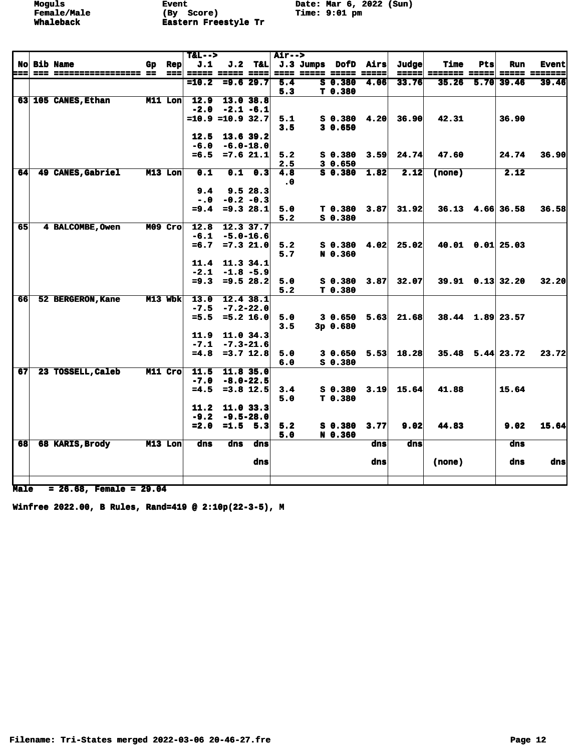Moguls | Event | Date: Mar 6, 2022 (Sun)
Female/Male | (By Score) | Time: 9:01 pm
Whaleback | Eastern Freestyle Tr |

| No | Bib | Name | Gp | Rep | T&L--> J.1 | J.2 | T&L | Air--> J.3 | Jumps | DofD | Airs | Judge | Time | Pts | Run | Event |
|---|---|---|---|---|---|---|---|---|---|---|---|---|---|---|---|---|
| | | | | | =10.2 | =9.6 | 29.7 | 5.4 | S | 0.380 | 4.06 | 33.76 | 35.26 | 5.70 | 39.46 | 39.46 |
| | | | | | | | | 5.3 | T | 0.380 | | | | | | |
| 63 | 105 | CANES,Ethan | M11 | Lon | 12.9 | 13.0 | 38.8 | | | | | | | | | |
| | | | | | -2.0 | -2.1 | -6.1 | | | | | | | | | |
| | | | | | =10.9 | =10.9 | 32.7 | 5.1 | S | 0.380 | 4.20 | 36.90 | 42.31 | | 36.90 | |
| | | | | | | | | 3.5 | 3 | 0.650 | | | | | | |
| | | | | | 12.5 | 13.6 | 39.2 | | | | | | | | | |
| | | | | | -6.0 | -6.0 | -18.0 | | | | | | | | | |
| | | | | | =6.5 | =7.6 | 21.1 | 5.2 | S | 0.380 | 3.59 | 24.74 | 47.60 | | 24.74 | 36.90 |
| | | | | | | | | 2.5 | 3 | 0.650 | | | | | | |
| 64 | 49 | CANES,Gabriel | M13 | Lon | 0.1 | 0.1 | 0.3 | 4.8 | S | 0.380 | 1.82 | 2.12 | (none) | | 2.12 | |
| | | | | | | | | .0 | | | | | | | | |
| | | | | | 9.4 | 9.5 | 28.3 | | | | | | | | | |
| | | | | | -.0 | -0.2 | -0.3 | | | | | | | | | |
| | | | | | =9.4 | =9.3 | 28.1 | 5.0 | T | 0.380 | 3.87 | 31.92 | 36.13 | 4.66 | 36.58 | 36.58 |
| | | | | | | | | 5.2 | S | 0.380 | | | | | | |
| 65 | 4 | BALCOMBE,Owen | M09 | Cro | 12.8 | 12.3 | 37.7 | | | | | | | | | |
| | | | | | -6.1 | -5.0 | -16.6 | | | | | | | | | |
| | | | | | =6.7 | =7.3 | 21.0 | 5.2 | S | 0.380 | 4.02 | 25.02 | 40.01 | 0.01 | 25.03 | |
| | | | | | | | | 5.7 | N | 0.360 | | | | | | |
| | | | | | 11.4 | 11.3 | 34.1 | | | | | | | | | |
| | | | | | -2.1 | -1.8 | -5.9 | | | | | | | | | |
| | | | | | =9.3 | =9.5 | 28.2 | 5.0 | S | 0.380 | 3.87 | 32.07 | 39.91 | 0.13 | 32.20 | 32.20 |
| | | | | | | | | 5.2 | T | 0.380 | | | | | | |
| 66 | 52 | BERGERON,Kane | M13 | Wbk | 13.0 | 12.4 | 38.1 | | | | | | | | | |
| | | | | | -7.5 | -7.2 | -22.0 | | | | | | | | | |
| | | | | | =5.5 | =5.2 | 16.0 | 5.0 | 3 | 0.650 | 5.63 | 21.68 | 38.44 | 1.89 | 23.57 | |
| | | | | | | | | 3.5 | 3p | 0.680 | | | | | | |
| | | | | | 11.9 | 11.0 | 34.3 | | | | | | | | | |
| | | | | | -7.1 | -7.3 | -21.6 | | | | | | | | | |
| | | | | | =4.8 | =3.7 | 12.8 | 5.0 | 3 | 0.650 | 5.53 | 18.28 | 35.48 | 5.44 | 23.72 | 23.72 |
| | | | | | | | | 6.0 | S | 0.380 | | | | | | |
| 67 | 23 | TOSSELL,Caleb | M11 | Cro | 11.5 | 11.8 | 35.0 | | | | | | | | | |
| | | | | | -7.0 | -8.0 | -22.5 | | | | | | | | | |
| | | | | | =4.5 | =3.8 | 12.5 | 3.4 | S | 0.380 | 3.19 | 15.64 | 41.88 | | 15.64 | |
| | | | | | | | | 5.0 | T | 0.380 | | | | | | |
| | | | | | 11.2 | 11.0 | 33.3 | | | | | | | | | |
| | | | | | -9.2 | -9.5 | -28.0 | | | | | | | | | |
| | | | | | =2.0 | =1.5 | 5.3 | 5.2 | S | 0.380 | 3.77 | 9.02 | 44.83 | | 9.02 | 15.64 |
| | | | | | | | | 5.0 | N | 0.360 | | | | | | |
| 68 | 68 | KARIS,Brody | M13 | Lon | dns | dns | dns | | | | dns | dns | | | dns | |
| | | | | | | | dns | | | | dns | | (none) | | dns | dns |

Male = 26.68, Female = 29.04

Winfree 2022.00, B Rules, Rand=419 @ 2:10p(22-3-5), M

Filename: Tri-States merged 2022-03-06 20-46-27.fre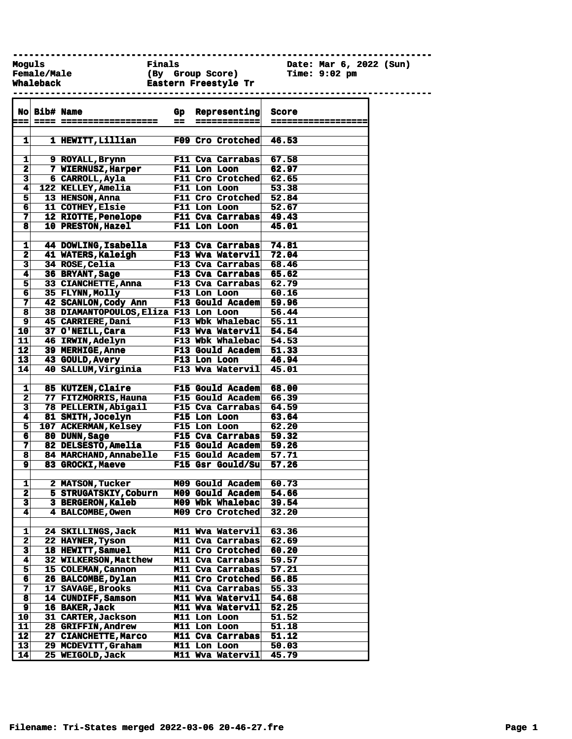Moguls | Finals | Date: Mar 6, 2022 (Sun)
Female/Male | (By Group Score) | Time: 9:02 pm
Whaleback | Eastern Freestyle Tr |

| No | Bib# | Name | Gp | Representing | Score |
|---|---|---|---|---|---|
| 1 | 1 | HEWITT,Lillian | F09 | Cro Crotched | 46.53 |
| | | | | | |
| 1 | 9 | ROYALL,Brynn | F11 | Cva Carrabas | 67.58 |
| 2 | 7 | WIERNUSZ,Harper | F11 | Lon Loon | 62.97 |
| 3 | 6 | CARROLL,Ayla | F11 | Cro Crotched | 62.65 |
| 4 | 122 | KELLEY,Amelia | F11 | Lon Loon | 53.38 |
| 5 | 13 | HENSON,Anna | F11 | Cro Crotched | 52.84 |
| 6 | 11 | COTHEY,Elsie | F11 | Lon Loon | 52.67 |
| 7 | 12 | RIOTTE,Penelope | F11 | Cva Carrabas | 49.43 |
| 8 | 10 | PRESTON,Hazel | F11 | Lon Loon | 45.01 |
| | | | | | |
| 1 | 44 | DOWLING,Isabella | F13 | Cva Carrabas | 74.81 |
| 2 | 41 | WATERS,Kaleigh | F13 | Wva Watervil | 72.04 |
| 3 | 34 | ROSE,Celia | F13 | Cva Carrabas | 68.46 |
| 4 | 36 | BRYANT,Sage | F13 | Cva Carrabas | 65.62 |
| 5 | 33 | CIANCHETTE,Anna | F13 | Cva Carrabas | 62.79 |
| 6 | 35 | FLYNN,Molly | F13 | Lon Loon | 60.16 |
| 7 | 42 | SCANLON,Cody Ann | F13 | Gould Academ | 59.96 |
| 8 | 38 | DIAMANTOPOULOS,Eliza | F13 | Lon Loon | 56.44 |
| 9 | 45 | CARRIERE,Dani | F13 | Wbk Whalebac | 55.11 |
| 10 | 37 | O'NEILL,Cara | F13 | Wva Watervil | 54.54 |
| 11 | 46 | IRWIN,Adelyn | F13 | Wbk Whalebac | 54.53 |
| 12 | 39 | MERHIGE,Anne | F13 | Gould Academ | 51.33 |
| 13 | 43 | GOULD,Avery | F13 | Lon Loon | 46.94 |
| 14 | 40 | SALLUM,Virginia | F13 | Wva Watervil | 45.01 |
| | | | | | |
| 1 | 85 | KUTZEN,Claire | F15 | Gould Academ | 68.00 |
| 2 | 77 | FITZMORRIS,Hauna | F15 | Gould Academ | 66.39 |
| 3 | 78 | PELLERIN,Abigail | F15 | Cva Carrabas | 64.59 |
| 4 | 81 | SMITH,Jocelyn | F15 | Lon Loon | 63.64 |
| 5 | 107 | ACKERMAN,Kelsey | F15 | Lon Loon | 62.20 |
| 6 | 80 | DUNN,Sage | F15 | Cva Carrabas | 59.32 |
| 7 | 82 | DELSESTO,Amelia | F15 | Gould Academ | 59.26 |
| 8 | 84 | MARCHAND,Annabelle | F15 | Gould Academ | 57.71 |
| 9 | 83 | GROCKI,Maeve | F15 | Gsr Gould/Su | 57.26 |
| | | | | | |
| 1 | 2 | MATSON,Tucker | M09 | Gould Academ | 60.73 |
| 2 | 5 | STRUGATSKIY,Coburn | M09 | Gould Academ | 54.66 |
| 3 | 3 | BERGERON,Kaleb | M09 | Wbk Whalebac | 39.54 |
| 4 | 4 | BALCOMBE,Owen | M09 | Cro Crotched | 32.20 |
| | | | | | |
| 1 | 24 | SKILLINGS,Jack | M11 | Wva Watervil | 63.36 |
| 2 | 22 | HAYNER,Tyson | M11 | Cva Carrabas | 62.69 |
| 3 | 18 | HEWITT,Samuel | M11 | Cro Crotched | 60.20 |
| 4 | 32 | WILKERSON,Matthew | M11 | Cva Carrabas | 59.57 |
| 5 | 15 | COLEMAN,Cannon | M11 | Cva Carrabas | 57.21 |
| 6 | 26 | BALCOMBE,Dylan | M11 | Cro Crotched | 56.85 |
| 7 | 17 | SAVAGE,Brooks | M11 | Cva Carrabas | 55.33 |
| 8 | 14 | CUNDIFF,Samson | M11 | Wva Watervil | 54.68 |
| 9 | 16 | BAKER,Jack | M11 | Wva Watervil | 52.25 |
| 10 | 31 | CARTER,Jackson | M11 | Lon Loon | 51.52 |
| 11 | 28 | GRIFFIN,Andrew | M11 | Lon Loon | 51.18 |
| 12 | 27 | CIANCHETTE,Marco | M11 | Cva Carrabas | 51.12 |
| 13 | 29 | MCDEVITT,Graham | M11 | Lon Loon | 50.03 |
| 14 | 25 | WEIGOLD,Jack | M11 | Wva Watervil | 45.79 |

Filename: Tri-States merged 2022-03-06 20-46-27.fre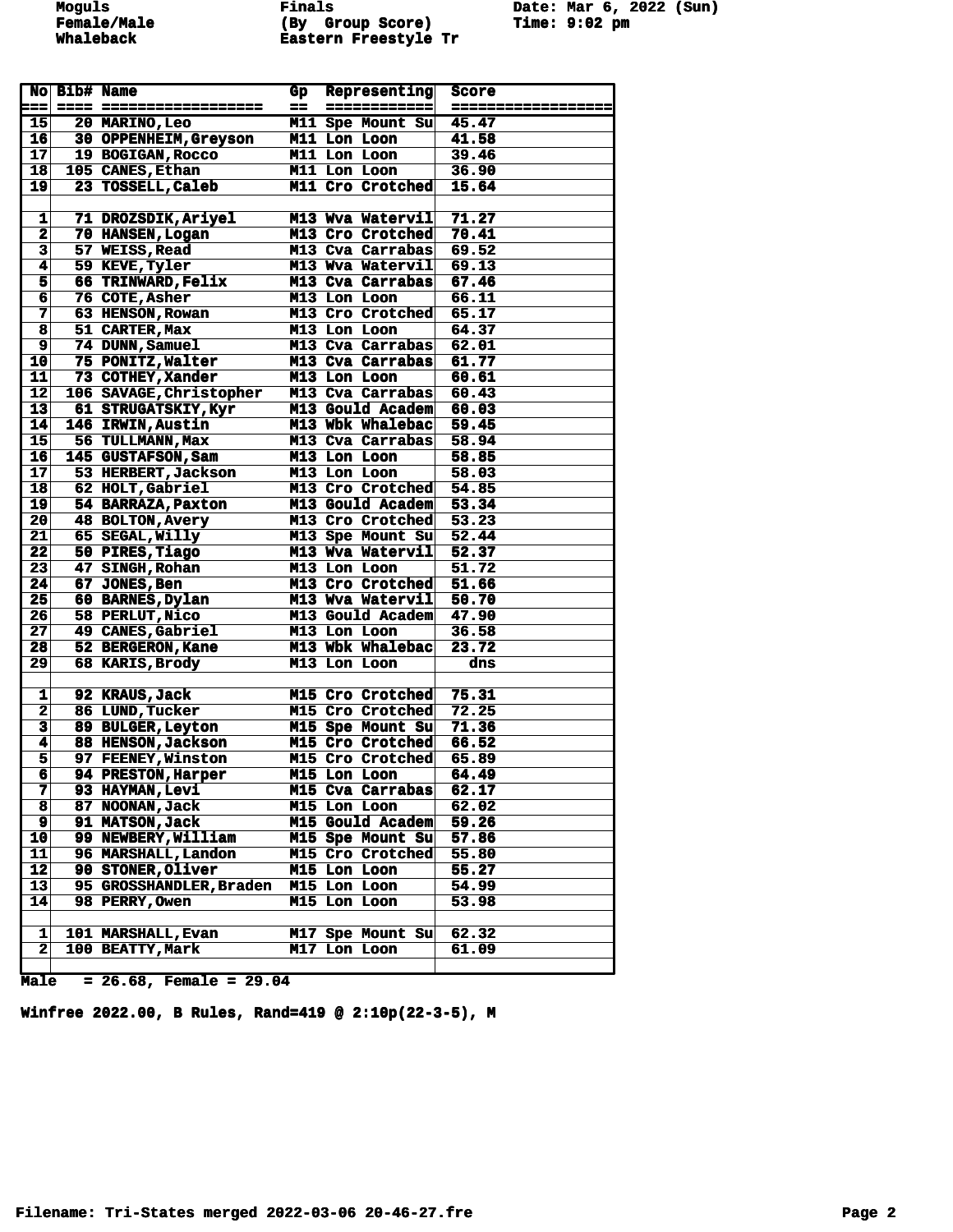Moguls — Finals — Date: Mar 6, 2022 (Sun)

Female/Male — (By Group Score) — Time: 9:02 pm

Whaleback — Eastern Freestyle Tr

| No | Bib# | Name | Gp | Representing | Score |
|---|---|---|---|---|---|
| 15 | 20 | MARINO,Leo | M11 | Spe Mount Su | 45.47 |
| 16 | 30 | OPPENHEIM,Greyson | M11 | Lon Loon | 41.58 |
| 17 | 19 | BOGIGAN,Rocco | M11 | Lon Loon | 39.46 |
| 18 | 105 | CANES,Ethan | M11 | Lon Loon | 36.90 |
| 19 | 23 | TOSSELL,Caleb | M11 | Cro Crotched | 15.64 |
| | | | | | |
| 1 | 71 | DROZSDIK,Ariyel | M13 | Wva Watervil | 71.27 |
| 2 | 70 | HANSEN,Logan | M13 | Cro Crotched | 70.41 |
| 3 | 57 | WEISS,Read | M13 | Cva Carrabas | 69.52 |
| 4 | 59 | KEVE,Tyler | M13 | Wva Watervil | 69.13 |
| 5 | 66 | TRINWARD,Felix | M13 | Cva Carrabas | 67.46 |
| 6 | 76 | COTE,Asher | M13 | Lon Loon | 66.11 |
| 7 | 63 | HENSON,Rowan | M13 | Cro Crotched | 65.17 |
| 8 | 51 | CARTER,Max | M13 | Lon Loon | 64.37 |
| 9 | 74 | DUNN,Samuel | M13 | Cva Carrabas | 62.01 |
| 10 | 75 | PONITZ,Walter | M13 | Cva Carrabas | 61.77 |
| 11 | 73 | COTHEY,Xander | M13 | Lon Loon | 60.61 |
| 12 | 106 | SAVAGE,Christopher | M13 | Cva Carrabas | 60.43 |
| 13 | 61 | STRUGATSKIY,Kyr | M13 | Gould Academ | 60.03 |
| 14 | 146 | IRWIN,Austin | M13 | Wbk Whalebac | 59.45 |
| 15 | 56 | TULLMANN,Max | M13 | Cva Carrabas | 58.94 |
| 16 | 145 | GUSTAFSON,Sam | M13 | Lon Loon | 58.85 |
| 17 | 53 | HERBERT,Jackson | M13 | Lon Loon | 58.03 |
| 18 | 62 | HOLT,Gabriel | M13 | Cro Crotched | 54.85 |
| 19 | 54 | BARRAZA,Paxton | M13 | Gould Academ | 53.34 |
| 20 | 48 | BOLTON,Avery | M13 | Cro Crotched | 53.23 |
| 21 | 65 | SEGAL,Willy | M13 | Spe Mount Su | 52.44 |
| 22 | 50 | PIRES,Tiago | M13 | Wva Watervil | 52.37 |
| 23 | 47 | SINGH,Rohan | M13 | Lon Loon | 51.72 |
| 24 | 67 | JONES,Ben | M13 | Cro Crotched | 51.66 |
| 25 | 60 | BARNES,Dylan | M13 | Wva Watervil | 50.70 |
| 26 | 58 | PERLUT,Nico | M13 | Gould Academ | 47.90 |
| 27 | 49 | CANES,Gabriel | M13 | Lon Loon | 36.58 |
| 28 | 52 | BERGERON,Kane | M13 | Wbk Whalebac | 23.72 |
| 29 | 68 | KARIS,Brody | M13 | Lon Loon | dns |
| | | | | | |
| 1 | 92 | KRAUS,Jack | M15 | Cro Crotched | 75.31 |
| 2 | 86 | LUND,Tucker | M15 | Cro Crotched | 72.25 |
| 3 | 89 | BULGER,Leyton | M15 | Spe Mount Su | 71.36 |
| 4 | 88 | HENSON,Jackson | M15 | Cro Crotched | 66.52 |
| 5 | 97 | FEENEY,Winston | M15 | Cro Crotched | 65.89 |
| 6 | 94 | PRESTON,Harper | M15 | Lon Loon | 64.49 |
| 7 | 93 | HAYMAN,Levi | M15 | Cva Carrabas | 62.17 |
| 8 | 87 | NOONAN,Jack | M15 | Lon Loon | 62.02 |
| 9 | 91 | MATSON,Jack | M15 | Gould Academ | 59.26 |
| 10 | 99 | NEWBERY,William | M15 | Spe Mount Su | 57.86 |
| 11 | 96 | MARSHALL,Landon | M15 | Cro Crotched | 55.80 |
| 12 | 90 | STONER,Oliver | M15 | Lon Loon | 55.27 |
| 13 | 95 | GROSSHANDLER,Braden | M15 | Lon Loon | 54.99 |
| 14 | 98 | PERRY,Owen | M15 | Lon Loon | 53.98 |
| | | | | | |
| 1 | 101 | MARSHALL,Evan | M17 | Spe Mount Su | 62.32 |
| 2 | 100 | BEATTY,Mark | M17 | Lon Loon | 61.09 |

Male = 26.68, Female = 29.04

Winfree 2022.00, B Rules, Rand=419 @ 2:10p(22-3-5), M

Filename: Tri-States merged 2022-03-06 20-46-27.fre